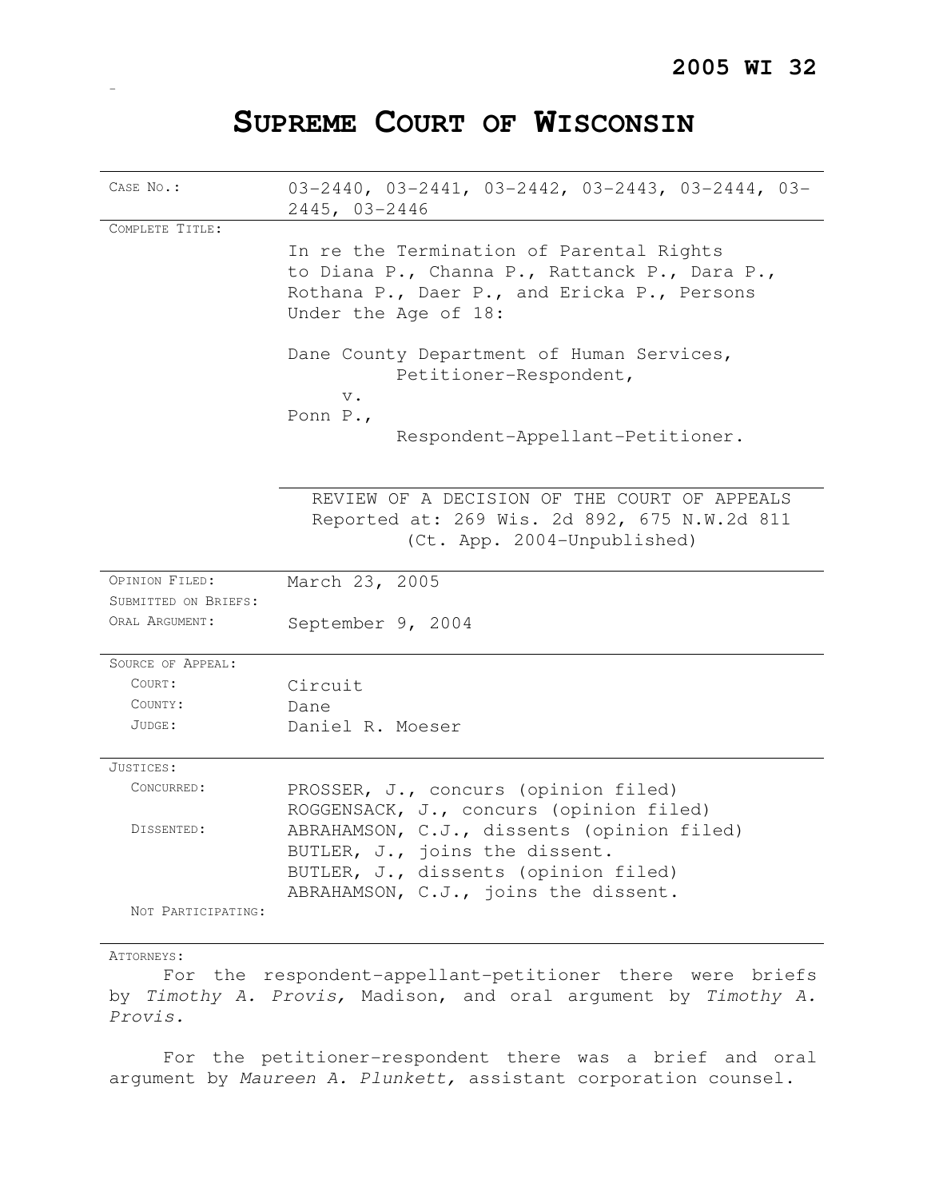**2005 WI 32**

# SUPREME COURT OF WISCONSIN

| | |
|---|---|
| CASE NO.: | 03-2440, 03-2441, 03-2442, 03-2443, 03-2444, 03-2445, 03-2446 |
| COMPLETE TITLE: | In re the Termination of Parental Rights to Diana P., Channa P., Rattanck P., Dara P., Rothana P., Daer P., and Ericka P., Persons Under the Age of 18:<br><br>Dane County Department of Human Services,<br>Petitioner-Respondent,<br>v.<br>Ponn P.,<br>Respondent-Appellant-Petitioner. |
| | REVIEW OF A DECISION OF THE COURT OF APPEALS<br>Reported at: 269 Wis. 2d 892, 675 N.W.2d 811<br>(Ct. App. 2004-Unpublished) |
| OPINION FILED: | March 23, 2005 |
| SUBMITTED ON BRIEFS: | |
| ORAL ARGUMENT: | September 9, 2004 |
| SOURCE OF APPEAL: | |
| COURT: | Circuit |
| COUNTY: | Dane |
| JUDGE: | Daniel R. Moeser |
| JUSTICES: | |
| CONCURRED: | PROSSER, J., concurs (opinion filed)<br>ROGGENSACK, J., concurs (opinion filed) |
| DISSENTED: | ABRAHAMSON, C.J., dissents (opinion filed)<br>BUTLER, J., joins the dissent.<br>BUTLER, J., dissents (opinion filed)<br>ABRAHAMSON, C.J., joins the dissent. |
| NOT PARTICIPATING: | |

ATTORNEYS:

For the respondent-appellant-petitioner there were briefs by *Timothy A. Provis,* Madison, and oral argument by *Timothy A. Provis.*

For the petitioner-respondent there was a brief and oral argument by *Maureen A. Plunkett,* assistant corporation counsel.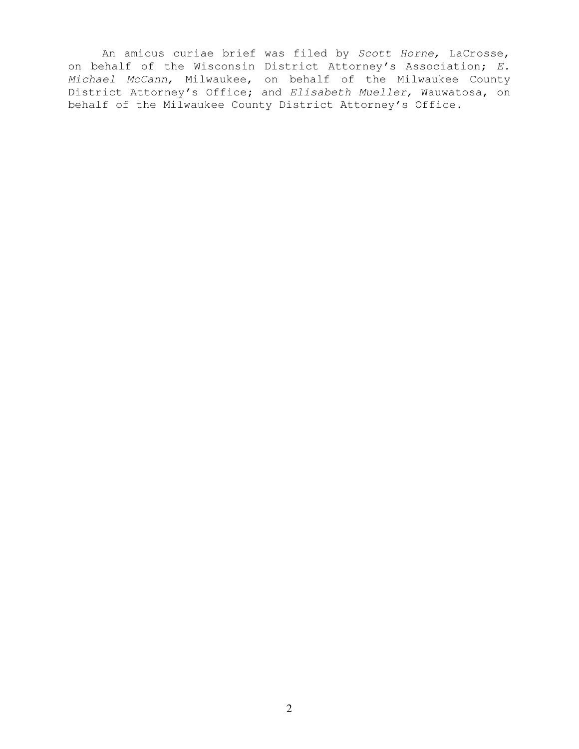An amicus curiae brief was filed by *Scott Horne,* LaCrosse, on behalf of the Wisconsin District Attorney's Association; *E. Michael McCann,* Milwaukee, on behalf of the Milwaukee County District Attorney's Office; and *Elisabeth Mueller,* Wauwatosa, on behalf of the Milwaukee County District Attorney's Office.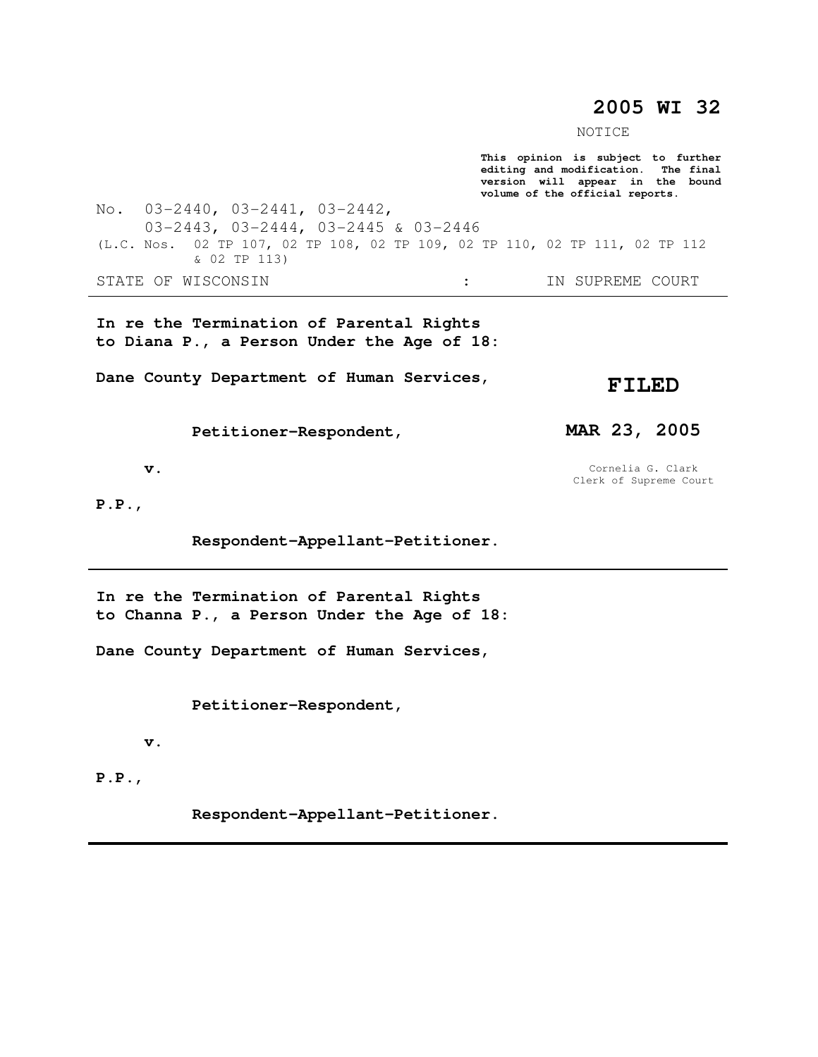**2005 WI 32**

NOTICE

**This opinion is subject to further editing and modification. The final version will appear in the bound volume of the official reports.**

No. 03-2440, 03-2441, 03-2442,
03-2443, 03-2444, 03-2445 & 03-2446
(L.C. Nos. 02 TP 107, 02 TP 108, 02 TP 109, 02 TP 110, 02 TP 111, 02 TP 112 & 02 TP 113)

STATE OF WISCONSIN : IN SUPREME COURT

---

**In re the Termination of Parental Rights to Diana P., a Person Under the Age of 18:**

**Dane County Department of Human Services,**

**Petitioner-Respondent,**

**v.**

**P.P.,**

**Respondent-Appellant-Petitioner.**

**FILED**

**MAR 23, 2005**

Cornelia G. Clark
Clerk of Supreme Court

---

**In re the Termination of Parental Rights to Channa P., a Person Under the Age of 18:**

**Dane County Department of Human Services,**

**Petitioner-Respondent,**

**v.**

**P.P.,**

**Respondent-Appellant-Petitioner.**

---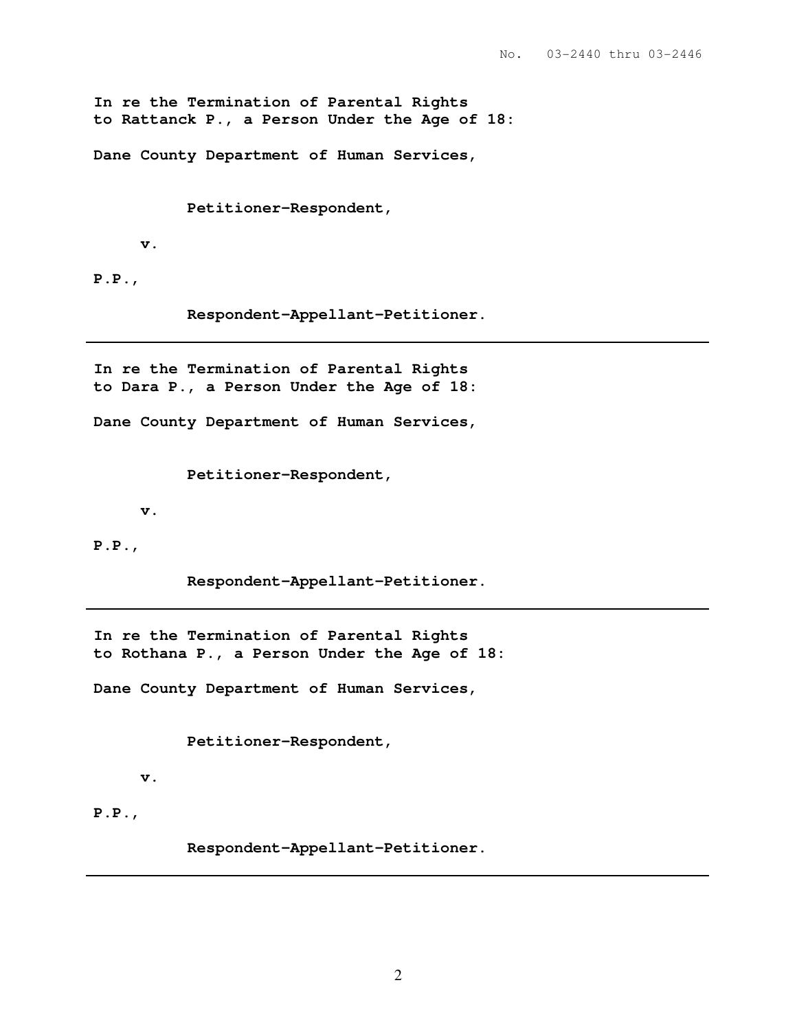**In re the Termination of Parental Rights to Rattanck P., a Person Under the Age of 18:**

**Dane County Department of Human Services,**

**Petitioner-Respondent,**

**v.**

**P.P.,**

**Respondent-Appellant-Petitioner.**

---

**In re the Termination of Parental Rights to Dara P., a Person Under the Age of 18:**

**Dane County Department of Human Services,**

**Petitioner-Respondent,**

**v.**

**P.P.,**

**Respondent-Appellant-Petitioner.**

---

**In re the Termination of Parental Rights to Rothana P., a Person Under the Age of 18:**

**Dane County Department of Human Services,**

**Petitioner-Respondent,**

**v.**

**P.P.,**

**Respondent-Appellant-Petitioner.**

---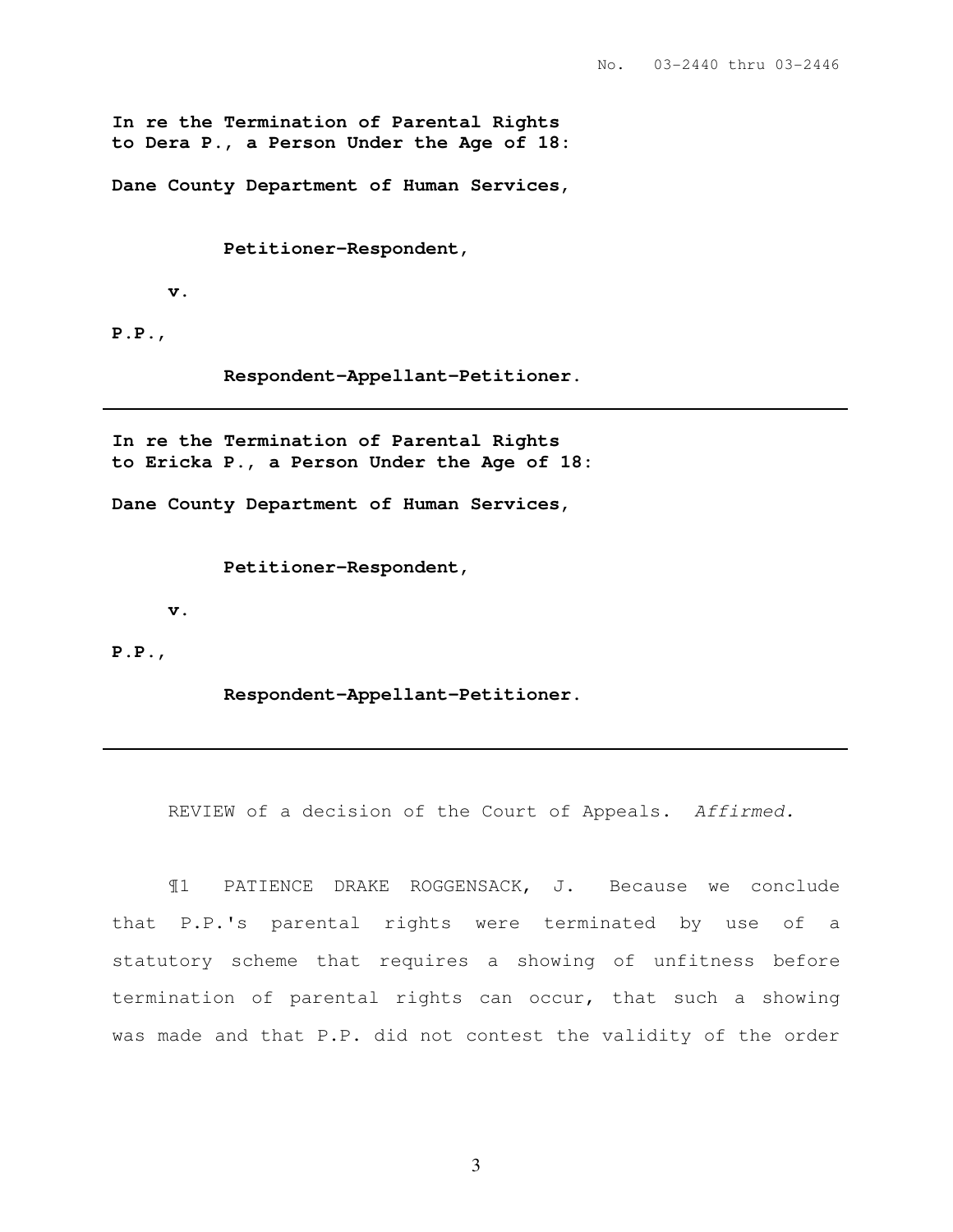**In re the Termination of Parental Rights to Dera P., a Person Under the Age of 18:**

**Dane County Department of Human Services,**

**Petitioner-Respondent,**

**v.**

**P.P.,**

**Respondent-Appellant-Petitioner.**

---

**In re the Termination of Parental Rights to Ericka P., a Person Under the Age of 18:**

**Dane County Department of Human Services,**

**Petitioner-Respondent,**

**v.**

**P.P.,**

**Respondent-Appellant-Petitioner.**

---

REVIEW of a decision of the Court of Appeals. *Affirmed.*

¶1 PATIENCE DRAKE ROGGENSACK, J. Because we conclude that P.P.'s parental rights were terminated by use of a statutory scheme that requires a showing of unfitness before termination of parental rights can occur, that such a showing was made and that P.P. did not contest the validity of the order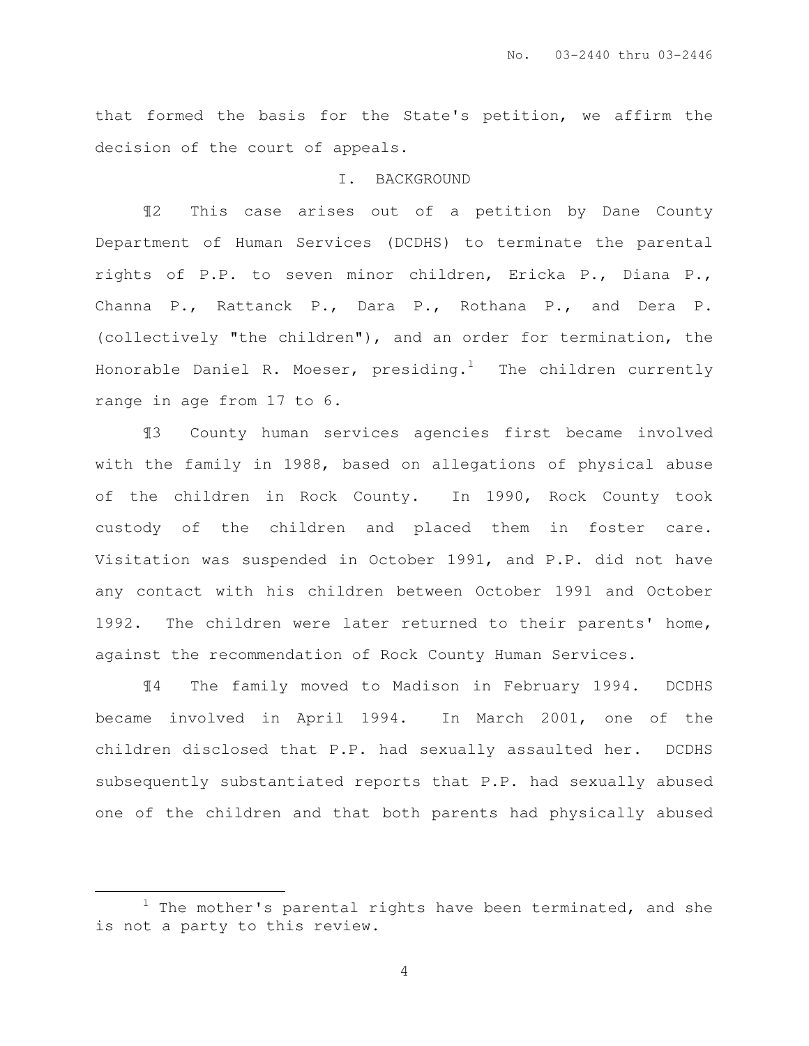that formed the basis for the State's petition, we affirm the decision of the court of appeals.

## I. BACKGROUND

¶2 This case arises out of a petition by Dane County Department of Human Services (DCDHS) to terminate the parental rights of P.P. to seven minor children, Ericka P., Diana P., Channa P., Rattanck P., Dara P., Rothana P., and Dera P. (collectively "the children"), and an order for termination, the Honorable Daniel R. Moeser, presiding.[1] The children currently range in age from 17 to 6.

¶3 County human services agencies first became involved with the family in 1988, based on allegations of physical abuse of the children in Rock County. In 1990, Rock County took custody of the children and placed them in foster care. Visitation was suspended in October 1991, and P.P. did not have any contact with his children between October 1991 and October 1992. The children were later returned to their parents' home, against the recommendation of Rock County Human Services.

¶4 The family moved to Madison in February 1994. DCDHS became involved in April 1994. In March 2001, one of the children disclosed that P.P. had sexually assaulted her. DCDHS subsequently substantiated reports that P.P. had sexually abused one of the children and that both parents had physically abused

[1] The mother's parental rights have been terminated, and she is not a party to this review.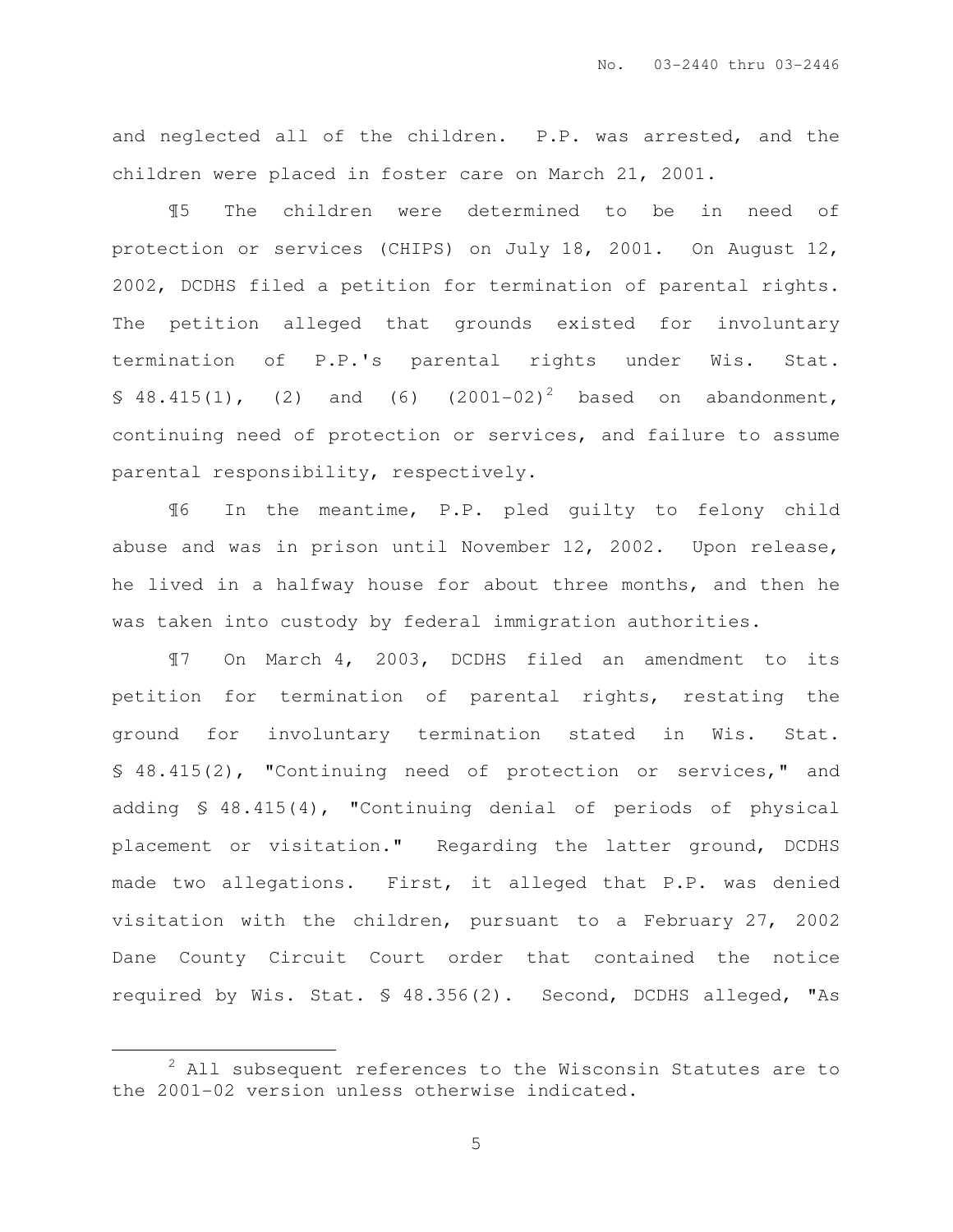and neglected all of the children. P.P. was arrested, and the children were placed in foster care on March 21, 2001.

¶5 The children were determined to be in need of protection or services (CHIPS) on July 18, 2001. On August 12, 2002, DCDHS filed a petition for termination of parental rights. The petition alleged that grounds existed for involuntary termination of P.P.'s parental rights under Wis. Stat. § 48.415(1), (2) and (6) (2001-02)[2] based on abandonment, continuing need of protection or services, and failure to assume parental responsibility, respectively.

¶6 In the meantime, P.P. pled guilty to felony child abuse and was in prison until November 12, 2002. Upon release, he lived in a halfway house for about three months, and then he was taken into custody by federal immigration authorities.

¶7 On March 4, 2003, DCDHS filed an amendment to its petition for termination of parental rights, restating the ground for involuntary termination stated in Wis. Stat. § 48.415(2), "Continuing need of protection or services," and adding § 48.415(4), "Continuing denial of periods of physical placement or visitation." Regarding the latter ground, DCDHS made two allegations. First, it alleged that P.P. was denied visitation with the children, pursuant to a February 27, 2002 Dane County Circuit Court order that contained the notice required by Wis. Stat. § 48.356(2). Second, DCDHS alleged, "As

[2] All subsequent references to the Wisconsin Statutes are to the 2001-02 version unless otherwise indicated.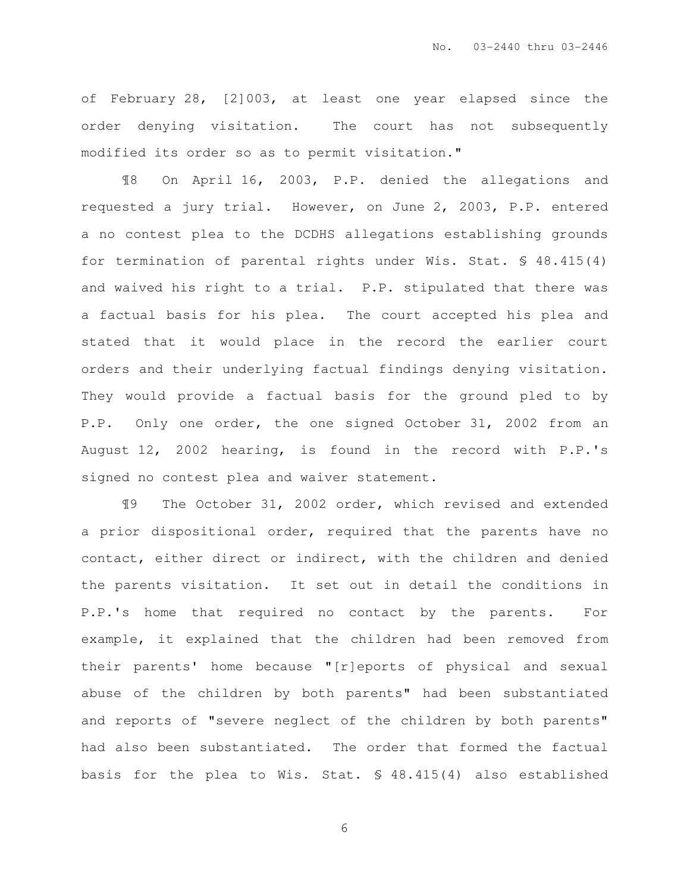of February 28, [2]003, at least one year elapsed since the order denying visitation. The court has not subsequently modified its order so as to permit visitation."

¶8 On April 16, 2003, P.P. denied the allegations and requested a jury trial. However, on June 2, 2003, P.P. entered a no contest plea to the DCDHS allegations establishing grounds for termination of parental rights under Wis. Stat. § 48.415(4) and waived his right to a trial. P.P. stipulated that there was a factual basis for his plea. The court accepted his plea and stated that it would place in the record the earlier court orders and their underlying factual findings denying visitation. They would provide a factual basis for the ground pled to by P.P. Only one order, the one signed October 31, 2002 from an August 12, 2002 hearing, is found in the record with P.P.'s signed no contest plea and waiver statement.

¶9 The October 31, 2002 order, which revised and extended a prior dispositional order, required that the parents have no contact, either direct or indirect, with the children and denied the parents visitation. It set out in detail the conditions in P.P.'s home that required no contact by the parents. For example, it explained that the children had been removed from their parents' home because "[r]eports of physical and sexual abuse of the children by both parents" had been substantiated and reports of "severe neglect of the children by both parents" had also been substantiated. The order that formed the factual basis for the plea to Wis. Stat. § 48.415(4) also established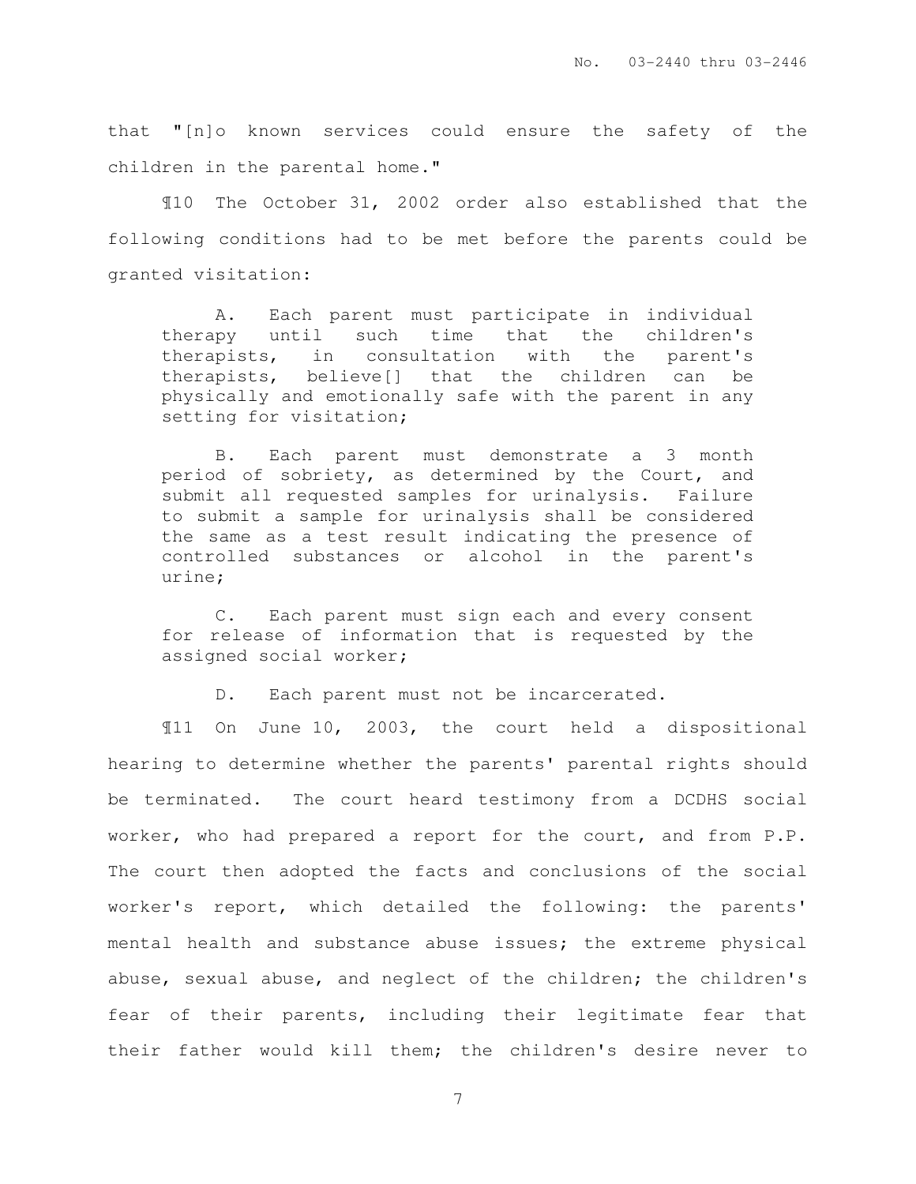that "[n]o known services could ensure the safety of the children in the parental home."

¶10 The October 31, 2002 order also established that the following conditions had to be met before the parents could be granted visitation:

> A. Each parent must participate in individual therapy until such time that the children's therapists, in consultation with the parent's therapists, believe[] that the children can be physically and emotionally safe with the parent in any setting for visitation;
>
> B. Each parent must demonstrate a 3 month period of sobriety, as determined by the Court, and submit all requested samples for urinalysis. Failure to submit a sample for urinalysis shall be considered the same as a test result indicating the presence of controlled substances or alcohol in the parent's urine;
>
> C. Each parent must sign each and every consent for release of information that is requested by the assigned social worker;
>
> D. Each parent must not be incarcerated.

¶11 On June 10, 2003, the court held a dispositional hearing to determine whether the parents' parental rights should be terminated. The court heard testimony from a DCDHS social worker, who had prepared a report for the court, and from P.P. The court then adopted the facts and conclusions of the social worker's report, which detailed the following: the parents' mental health and substance abuse issues; the extreme physical abuse, sexual abuse, and neglect of the children; the children's fear of their parents, including their legitimate fear that their father would kill them; the children's desire never to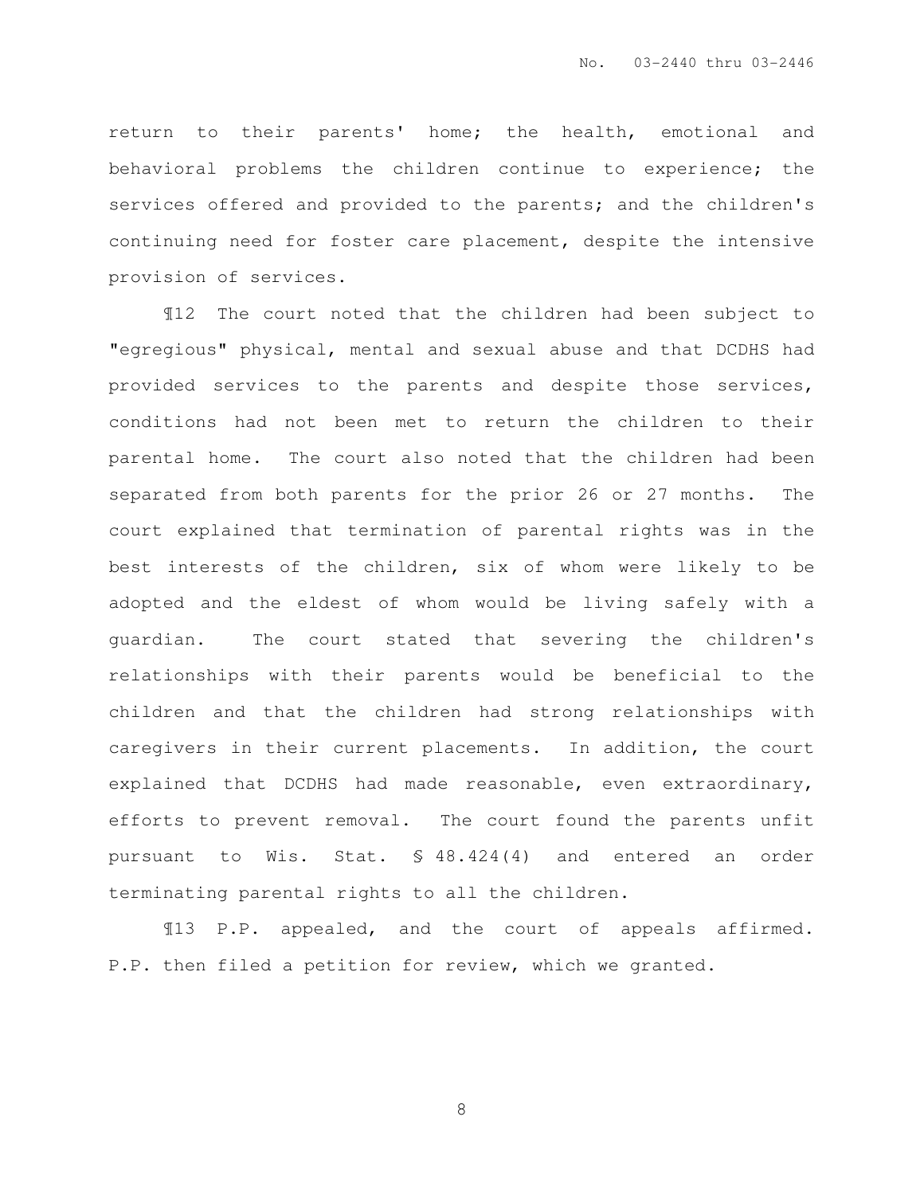return to their parents' home; the health, emotional and behavioral problems the children continue to experience; the services offered and provided to the parents; and the children's continuing need for foster care placement, despite the intensive provision of services.

¶12 The court noted that the children had been subject to "egregious" physical, mental and sexual abuse and that DCDHS had provided services to the parents and despite those services, conditions had not been met to return the children to their parental home. The court also noted that the children had been separated from both parents for the prior 26 or 27 months. The court explained that termination of parental rights was in the best interests of the children, six of whom were likely to be adopted and the eldest of whom would be living safely with a guardian. The court stated that severing the children's relationships with their parents would be beneficial to the children and that the children had strong relationships with caregivers in their current placements. In addition, the court explained that DCDHS had made reasonable, even extraordinary, efforts to prevent removal. The court found the parents unfit pursuant to Wis. Stat. § 48.424(4) and entered an order terminating parental rights to all the children.

¶13 P.P. appealed, and the court of appeals affirmed. P.P. then filed a petition for review, which we granted.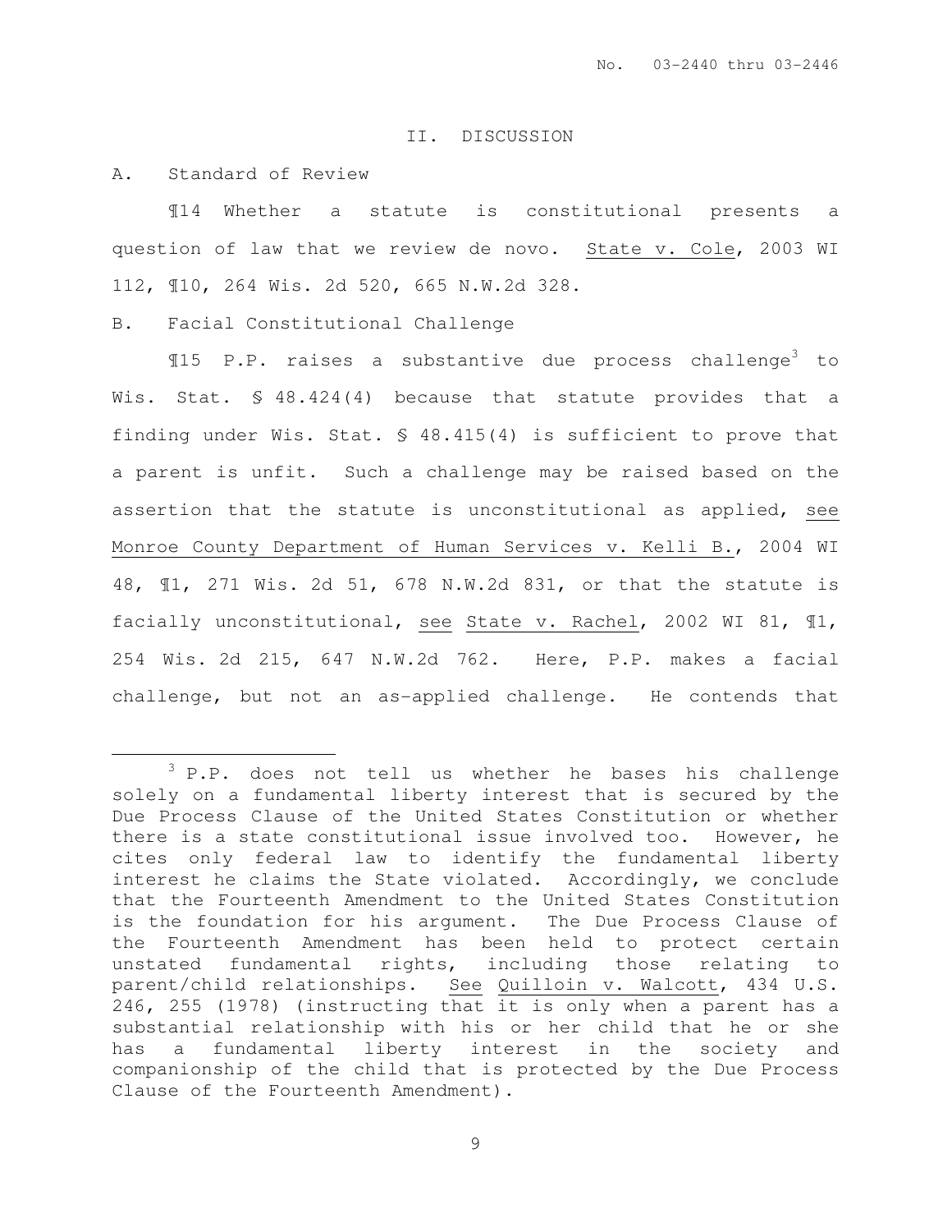## II. DISCUSSION

### A. Standard of Review

¶14 Whether a statute is constitutional presents a question of law that we review de novo. State v. Cole, 2003 WI 112, ¶10, 264 Wis. 2d 520, 665 N.W.2d 328.

### B. Facial Constitutional Challenge

¶15 P.P. raises a substantive due process challenge[3] to Wis. Stat. § 48.424(4) because that statute provides that a finding under Wis. Stat. § 48.415(4) is sufficient to prove that a parent is unfit. Such a challenge may be raised based on the assertion that the statute is unconstitutional as applied, see Monroe County Department of Human Services v. Kelli B., 2004 WI 48, ¶1, 271 Wis. 2d 51, 678 N.W.2d 831, or that the statute is facially unconstitutional, see State v. Rachel, 2002 WI 81, ¶1, 254 Wis. 2d 215, 647 N.W.2d 762. Here, P.P. makes a facial challenge, but not an as-applied challenge. He contends that

---

[3] P.P. does not tell us whether he bases his challenge solely on a fundamental liberty interest that is secured by the Due Process Clause of the United States Constitution or whether there is a state constitutional issue involved too. However, he cites only federal law to identify the fundamental liberty interest he claims the State violated. Accordingly, we conclude that the Fourteenth Amendment to the United States Constitution is the foundation for his argument. The Due Process Clause of the Fourteenth Amendment has been held to protect certain unstated fundamental rights, including those relating to parent/child relationships. See Quilloin v. Walcott, 434 U.S. 246, 255 (1978) (instructing that it is only when a parent has a substantial relationship with his or her child that he or she has a fundamental liberty interest in the society and companionship of the child that is protected by the Due Process Clause of the Fourteenth Amendment).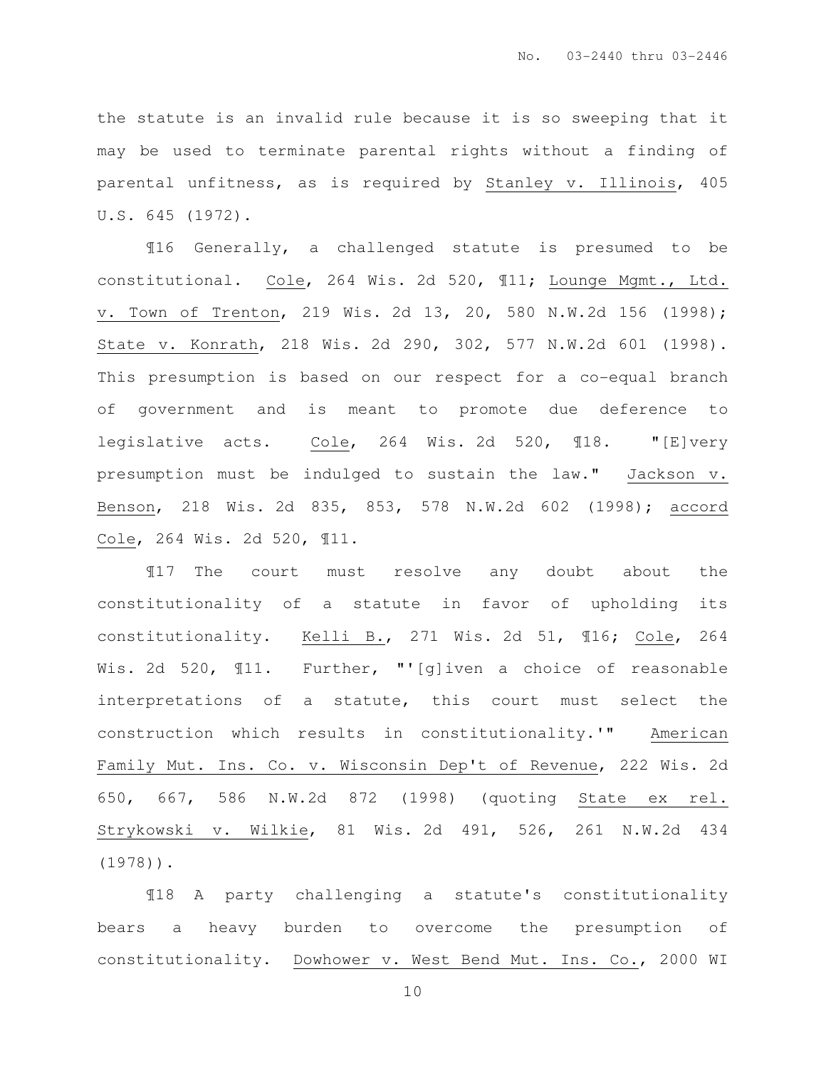the statute is an invalid rule because it is so sweeping that it may be used to terminate parental rights without a finding of parental unfitness, as is required by Stanley v. Illinois, 405 U.S. 645 (1972).

¶16 Generally, a challenged statute is presumed to be constitutional. Cole, 264 Wis. 2d 520, ¶11; Lounge Mgmt., Ltd. v. Town of Trenton, 219 Wis. 2d 13, 20, 580 N.W.2d 156 (1998); State v. Konrath, 218 Wis. 2d 290, 302, 577 N.W.2d 601 (1998). This presumption is based on our respect for a co-equal branch of government and is meant to promote due deference to legislative acts. Cole, 264 Wis. 2d 520, ¶18. "[E]very presumption must be indulged to sustain the law." Jackson v. Benson, 218 Wis. 2d 835, 853, 578 N.W.2d 602 (1998); accord Cole, 264 Wis. 2d 520, ¶11.

¶17 The court must resolve any doubt about the constitutionality of a statute in favor of upholding its constitutionality. Kelli B., 271 Wis. 2d 51, ¶16; Cole, 264 Wis. 2d 520, ¶11. Further, "'[g]iven a choice of reasonable interpretations of a statute, this court must select the construction which results in constitutionality.'" American Family Mut. Ins. Co. v. Wisconsin Dep't of Revenue, 222 Wis. 2d 650, 667, 586 N.W.2d 872 (1998) (quoting State ex rel. Strykowski v. Wilkie, 81 Wis. 2d 491, 526, 261 N.W.2d 434 (1978)).

¶18 A party challenging a statute's constitutionality bears a heavy burden to overcome the presumption of constitutionality. Dowhower v. West Bend Mut. Ins. Co., 2000 WI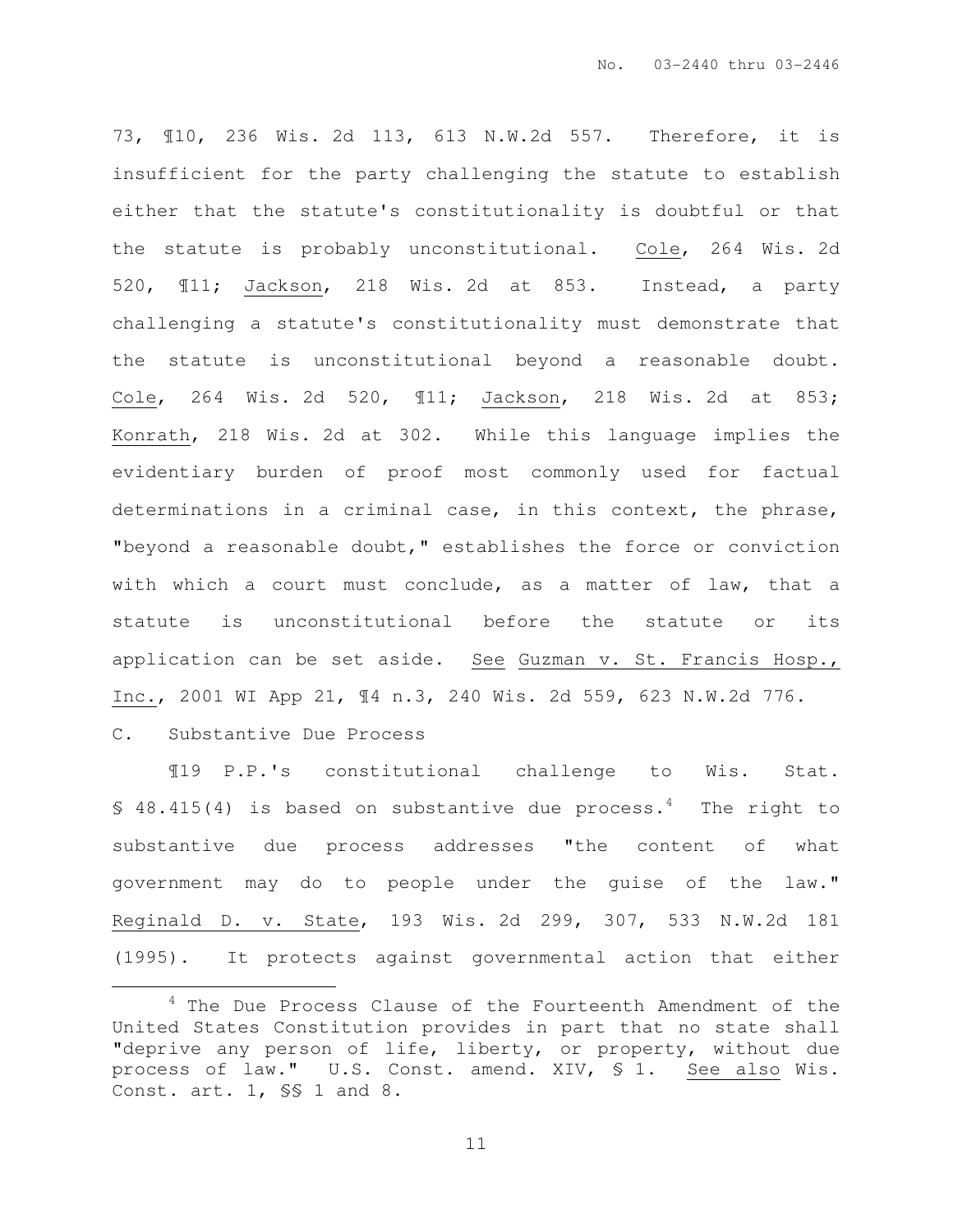73, ¶10, 236 Wis. 2d 113, 613 N.W.2d 557. Therefore, it is insufficient for the party challenging the statute to establish either that the statute's constitutionality is doubtful or that the statute is probably unconstitutional. Cole, 264 Wis. 2d 520, ¶11; Jackson, 218 Wis. 2d at 853. Instead, a party challenging a statute's constitutionality must demonstrate that the statute is unconstitutional beyond a reasonable doubt. Cole, 264 Wis. 2d 520, ¶11; Jackson, 218 Wis. 2d at 853; Konrath, 218 Wis. 2d at 302. While this language implies the evidentiary burden of proof most commonly used for factual determinations in a criminal case, in this context, the phrase, "beyond a reasonable doubt," establishes the force or conviction with which a court must conclude, as a matter of law, that a statute is unconstitutional before the statute or its application can be set aside. See Guzman v. St. Francis Hosp., Inc., 2001 WI App 21, ¶4 n.3, 240 Wis. 2d 559, 623 N.W.2d 776.

C. Substantive Due Process

¶19 P.P.'s constitutional challenge to Wis. Stat. § 48.415(4) is based on substantive due process.[4] The right to substantive due process addresses "the content of what government may do to people under the guise of the law." Reginald D. v. State, 193 Wis. 2d 299, 307, 533 N.W.2d 181 (1995). It protects against governmental action that either

[4] The Due Process Clause of the Fourteenth Amendment of the United States Constitution provides in part that no state shall "deprive any person of life, liberty, or property, without due process of law." U.S. Const. amend. XIV, § 1. See also Wis. Const. art. 1, §§ 1 and 8.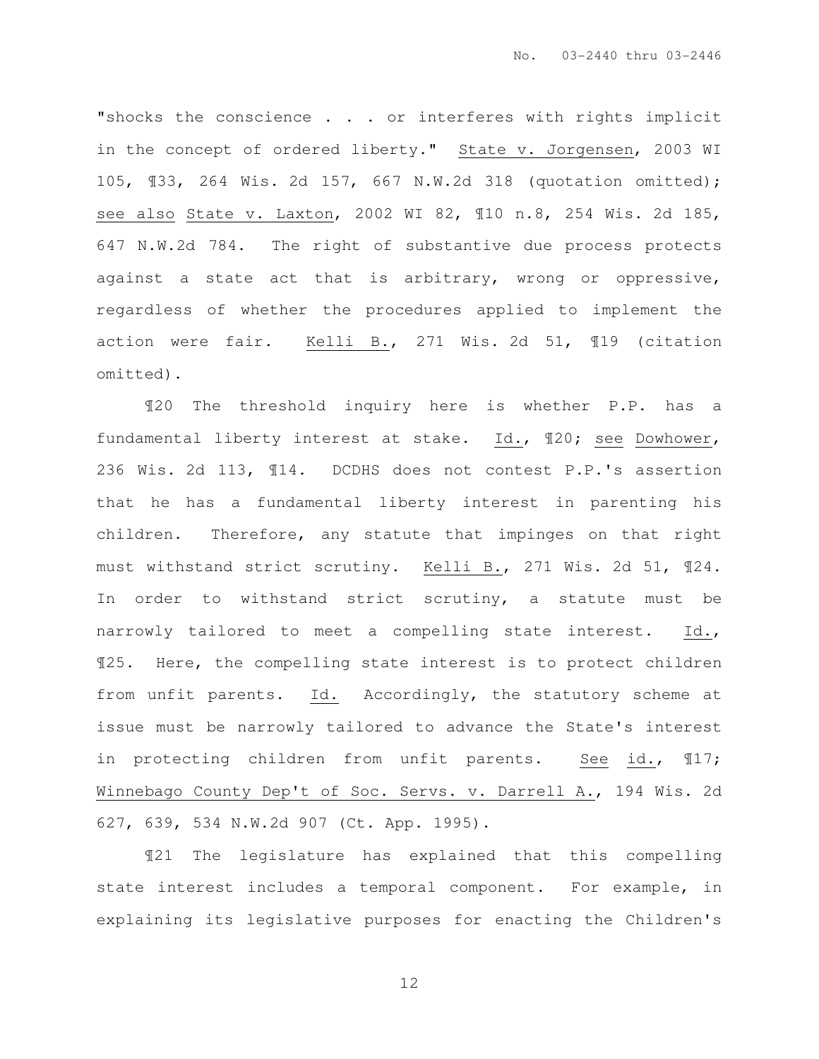"shocks the conscience . . . or interferes with rights implicit in the concept of ordered liberty." State v. Jorgensen, 2003 WI 105, ¶33, 264 Wis. 2d 157, 667 N.W.2d 318 (quotation omitted); see also State v. Laxton, 2002 WI 82, ¶10 n.8, 254 Wis. 2d 185, 647 N.W.2d 784. The right of substantive due process protects against a state act that is arbitrary, wrong or oppressive, regardless of whether the procedures applied to implement the action were fair. Kelli B., 271 Wis. 2d 51, ¶19 (citation omitted).

¶20 The threshold inquiry here is whether P.P. has a fundamental liberty interest at stake. Id., ¶20; see Dowhower, 236 Wis. 2d 113, ¶14. DCDHS does not contest P.P.'s assertion that he has a fundamental liberty interest in parenting his children. Therefore, any statute that impinges on that right must withstand strict scrutiny. Kelli B., 271 Wis. 2d 51, ¶24. In order to withstand strict scrutiny, a statute must be narrowly tailored to meet a compelling state interest. Id., ¶25. Here, the compelling state interest is to protect children from unfit parents. Id. Accordingly, the statutory scheme at issue must be narrowly tailored to advance the State's interest in protecting children from unfit parents. See id., ¶17; Winnebago County Dep't of Soc. Servs. v. Darrell A., 194 Wis. 2d 627, 639, 534 N.W.2d 907 (Ct. App. 1995).

¶21 The legislature has explained that this compelling state interest includes a temporal component. For example, in explaining its legislative purposes for enacting the Children's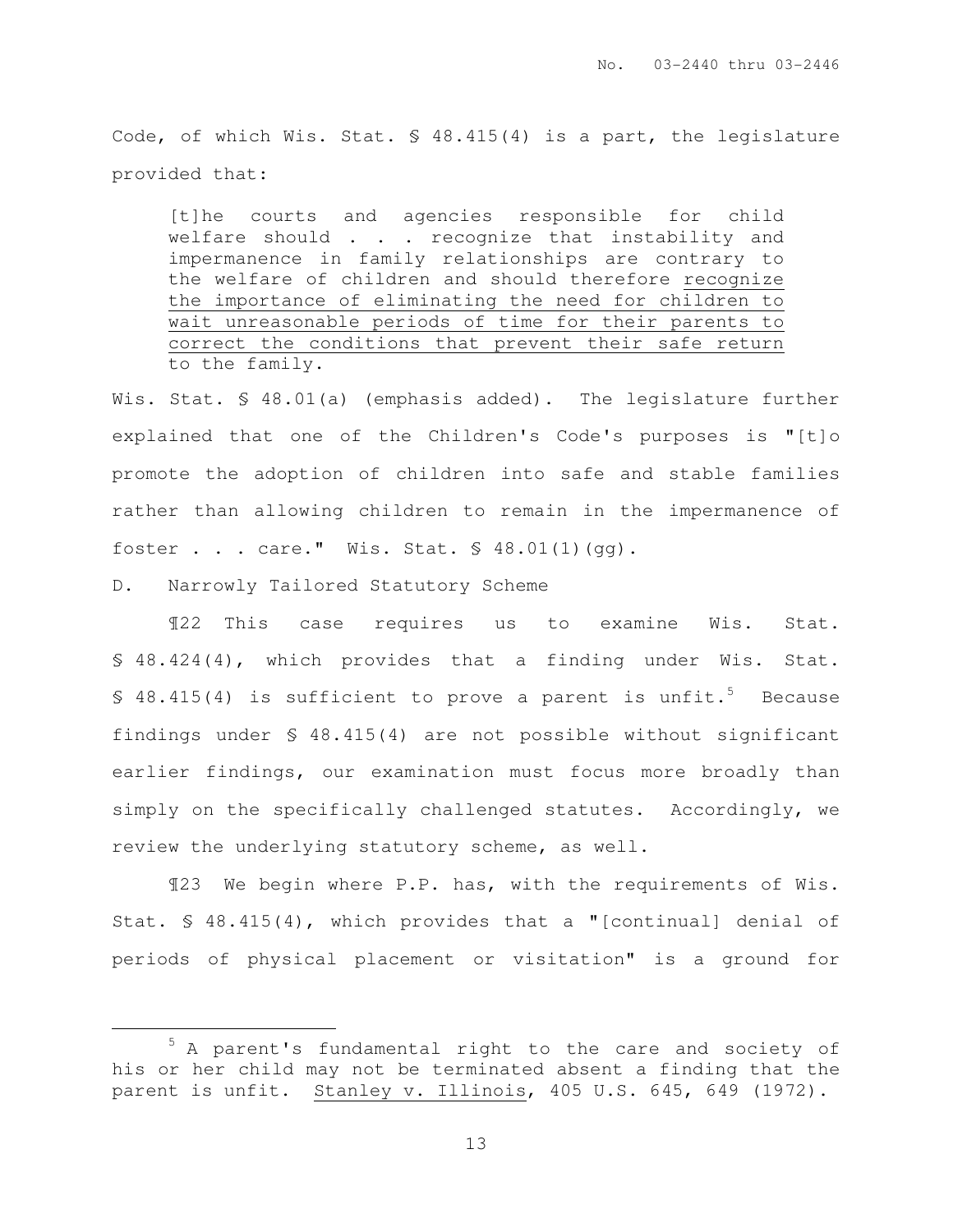Code, of which Wis. Stat. § 48.415(4) is a part, the legislature provided that:

> [t]he courts and agencies responsible for child welfare should . . . recognize that instability and impermanence in family relationships are contrary to the welfare of children and should therefore <u>recognize the importance of eliminating the need for children to wait unreasonable periods of time for their parents to correct the conditions that prevent their safe return</u> to the family.

Wis. Stat. § 48.01(a) (emphasis added). The legislature further explained that one of the Children's Code's purposes is "[t]o promote the adoption of children into safe and stable families rather than allowing children to remain in the impermanence of foster . . . care." Wis. Stat. § 48.01(1)(gg).

D. Narrowly Tailored Statutory Scheme

¶22 This case requires us to examine Wis. Stat. § 48.424(4), which provides that a finding under Wis. Stat. § 48.415(4) is sufficient to prove a parent is unfit.[5] Because findings under § 48.415(4) are not possible without significant earlier findings, our examination must focus more broadly than simply on the specifically challenged statutes. Accordingly, we review the underlying statutory scheme, as well.

¶23 We begin where P.P. has, with the requirements of Wis. Stat. § 48.415(4), which provides that a "[continual] denial of periods of physical placement or visitation" is a ground for

---

[5] A parent's fundamental right to the care and society of his or her child may not be terminated absent a finding that the parent is unfit. Stanley v. Illinois, 405 U.S. 645, 649 (1972).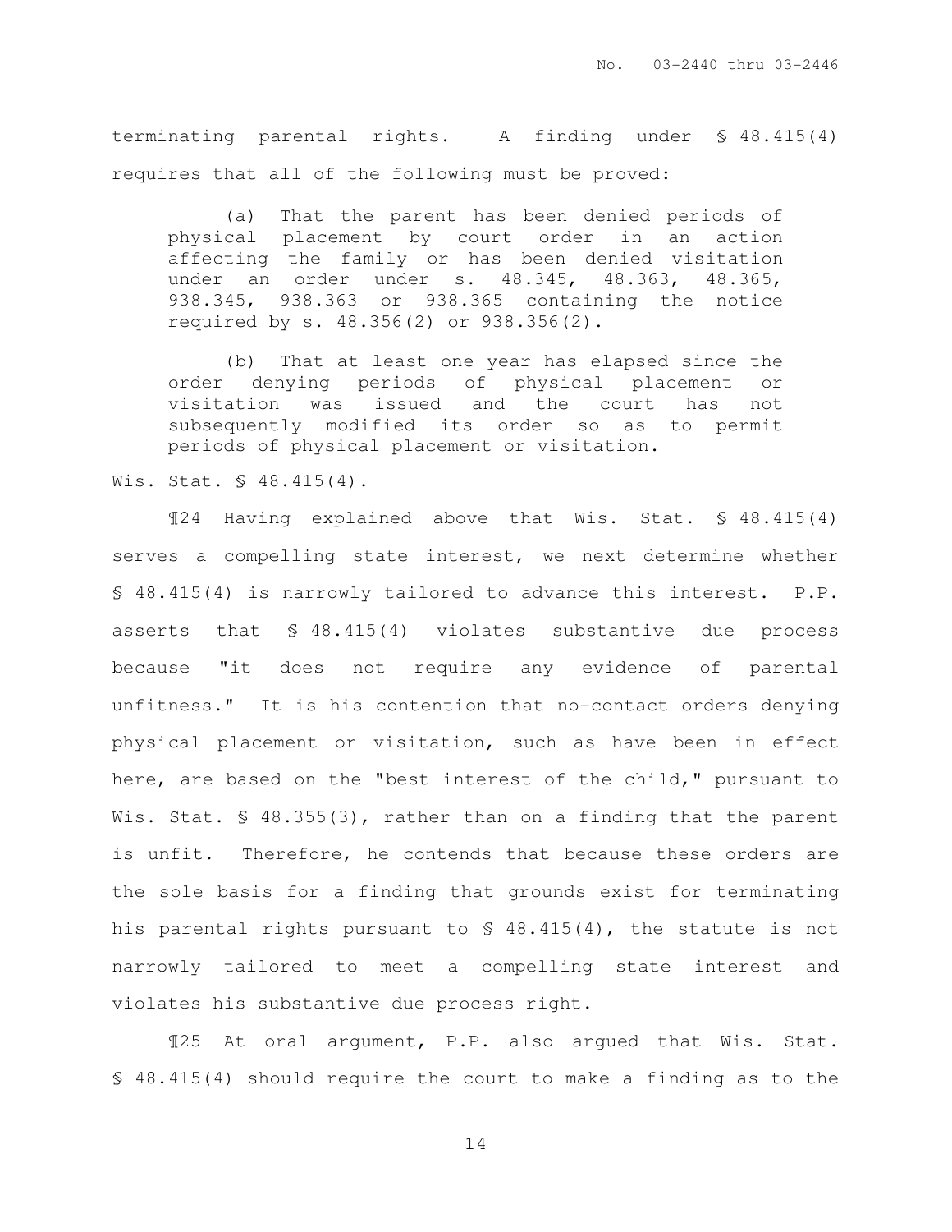terminating parental rights. A finding under § 48.415(4) requires that all of the following must be proved:

> (a) That the parent has been denied periods of physical placement by court order in an action affecting the family or has been denied visitation under an order under s. 48.345, 48.363, 48.365, 938.345, 938.363 or 938.365 containing the notice required by s. 48.356(2) or 938.356(2).
>
> (b) That at least one year has elapsed since the order denying periods of physical placement or visitation was issued and the court has not subsequently modified its order so as to permit periods of physical placement or visitation.

Wis. Stat. § 48.415(4).

¶24 Having explained above that Wis. Stat. § 48.415(4) serves a compelling state interest, we next determine whether § 48.415(4) is narrowly tailored to advance this interest. P.P. asserts that § 48.415(4) violates substantive due process because "it does not require any evidence of parental unfitness." It is his contention that no-contact orders denying physical placement or visitation, such as have been in effect here, are based on the "best interest of the child," pursuant to Wis. Stat. § 48.355(3), rather than on a finding that the parent is unfit. Therefore, he contends that because these orders are the sole basis for a finding that grounds exist for terminating his parental rights pursuant to § 48.415(4), the statute is not narrowly tailored to meet a compelling state interest and violates his substantive due process right.

¶25 At oral argument, P.P. also argued that Wis. Stat. § 48.415(4) should require the court to make a finding as to the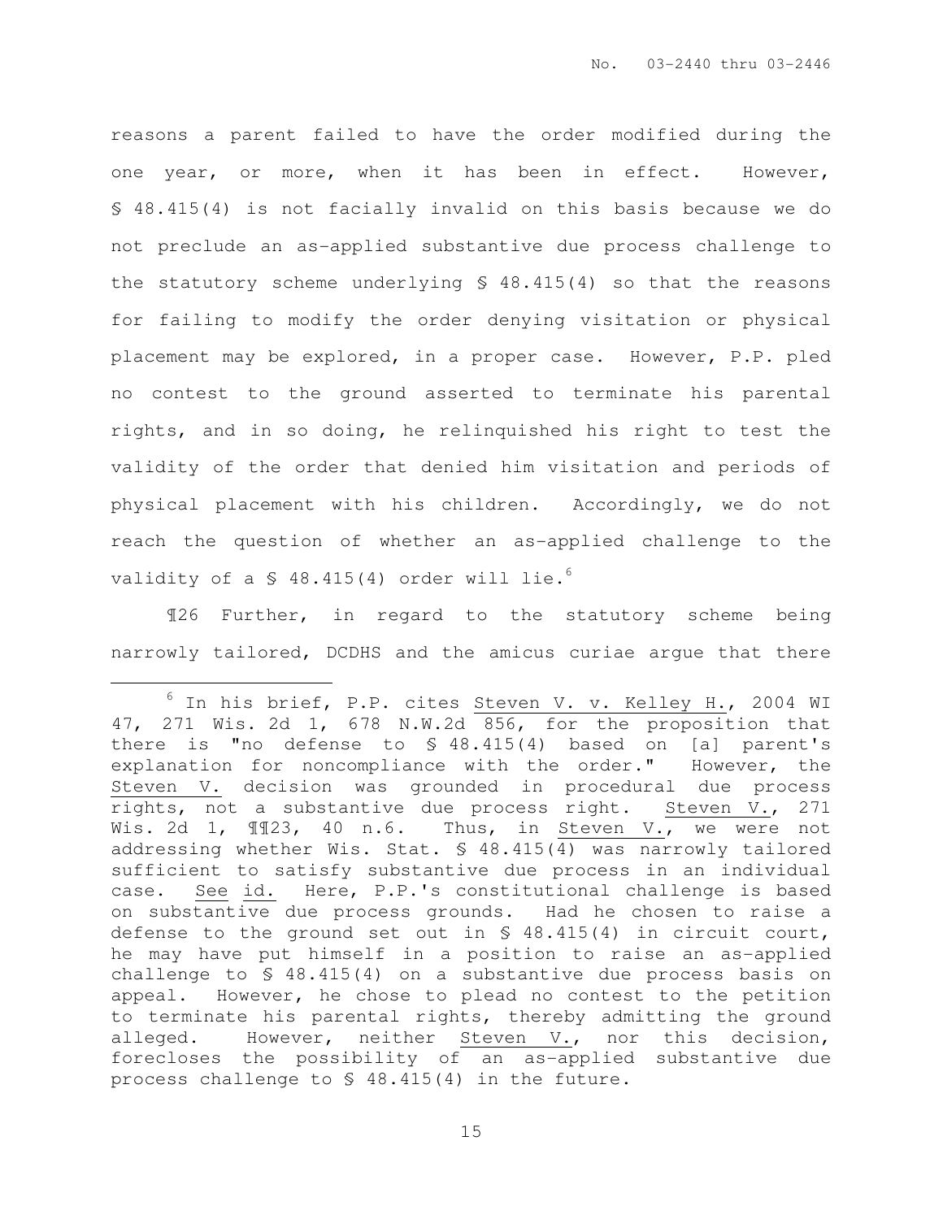reasons a parent failed to have the order modified during the one year, or more, when it has been in effect. However, § 48.415(4) is not facially invalid on this basis because we do not preclude an as-applied substantive due process challenge to the statutory scheme underlying § 48.415(4) so that the reasons for failing to modify the order denying visitation or physical placement may be explored, in a proper case. However, P.P. pled no contest to the ground asserted to terminate his parental rights, and in so doing, he relinquished his right to test the validity of the order that denied him visitation and periods of physical placement with his children. Accordingly, we do not reach the question of whether an as-applied challenge to the validity of a § 48.415(4) order will lie.[6]

¶26 Further, in regard to the statutory scheme being narrowly tailored, DCDHS and the amicus curiae argue that there

---

[6] In his brief, P.P. cites Steven V. v. Kelley H., 2004 WI 47, 271 Wis. 2d 1, 678 N.W.2d 856, for the proposition that there is "no defense to § 48.415(4) based on [a] parent's explanation for noncompliance with the order." However, the Steven V. decision was grounded in procedural due process rights, not a substantive due process right. Steven V., 271 Wis. 2d 1, ¶¶23, 40 n.6. Thus, in Steven V., we were not addressing whether Wis. Stat. § 48.415(4) was narrowly tailored sufficient to satisfy substantive due process in an individual case. See id. Here, P.P.'s constitutional challenge is based on substantive due process grounds. Had he chosen to raise a defense to the ground set out in § 48.415(4) in circuit court, he may have put himself in a position to raise an as-applied challenge to § 48.415(4) on a substantive due process basis on appeal. However, he chose to plead no contest to the petition to terminate his parental rights, thereby admitting the ground alleged. However, neither Steven V., nor this decision, forecloses the possibility of an as-applied substantive due process challenge to § 48.415(4) in the future.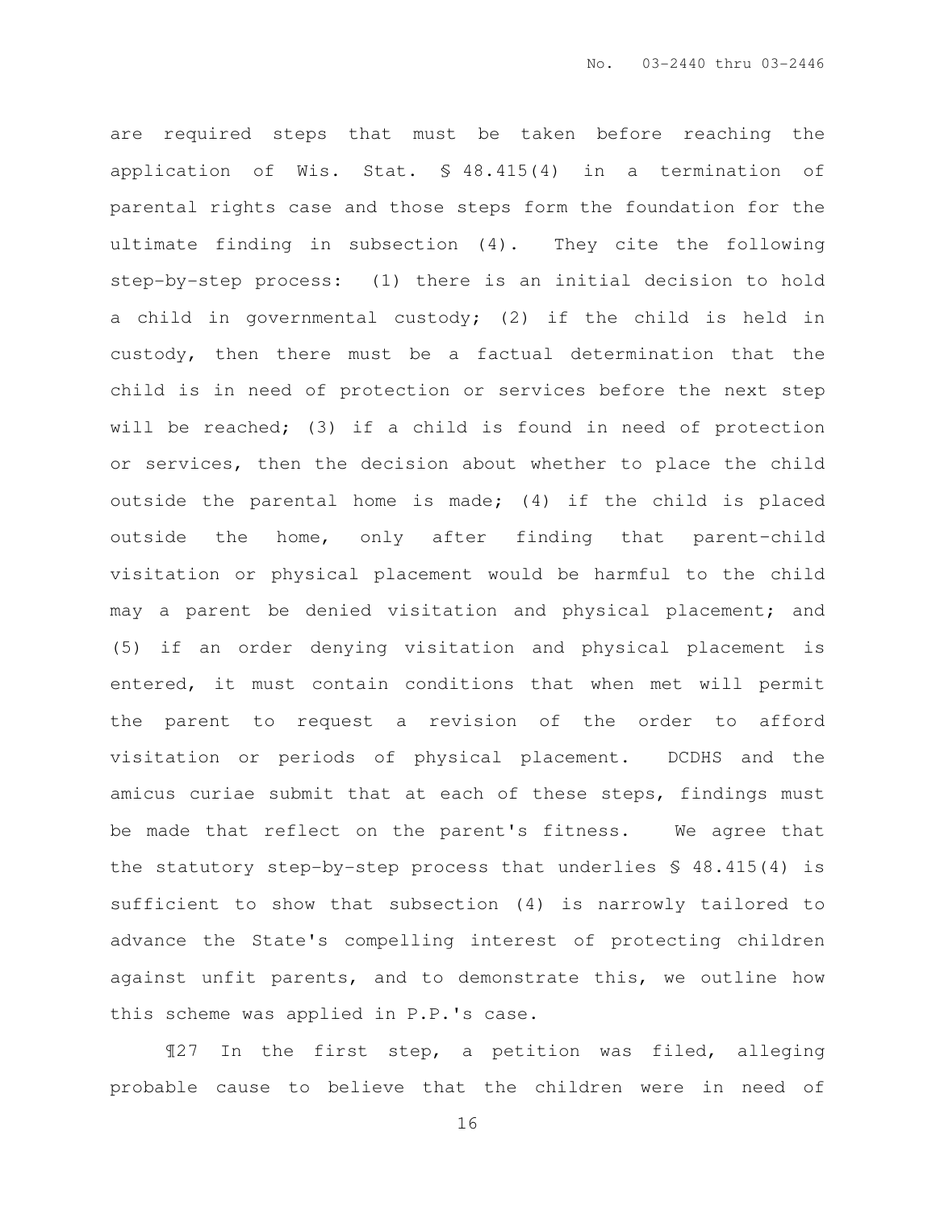are required steps that must be taken before reaching the application of Wis. Stat. § 48.415(4) in a termination of parental rights case and those steps form the foundation for the ultimate finding in subsection (4). They cite the following step-by-step process: (1) there is an initial decision to hold a child in governmental custody; (2) if the child is held in custody, then there must be a factual determination that the child is in need of protection or services before the next step will be reached; (3) if a child is found in need of protection or services, then the decision about whether to place the child outside the parental home is made; (4) if the child is placed outside the home, only after finding that parent-child visitation or physical placement would be harmful to the child may a parent be denied visitation and physical placement; and (5) if an order denying visitation and physical placement is entered, it must contain conditions that when met will permit the parent to request a revision of the order to afford visitation or periods of physical placement. DCDHS and the amicus curiae submit that at each of these steps, findings must be made that reflect on the parent's fitness. We agree that the statutory step-by-step process that underlies § 48.415(4) is sufficient to show that subsection (4) is narrowly tailored to advance the State's compelling interest of protecting children against unfit parents, and to demonstrate this, we outline how this scheme was applied in P.P.'s case.

¶27 In the first step, a petition was filed, alleging probable cause to believe that the children were in need of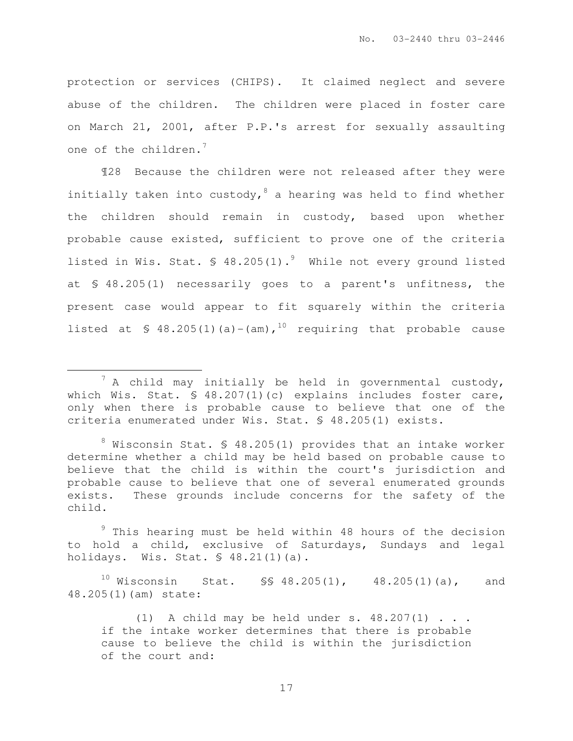protection or services (CHIPS). It claimed neglect and severe abuse of the children. The children were placed in foster care on March 21, 2001, after P.P.'s arrest for sexually assaulting one of the children.[7]

¶28 Because the children were not released after they were initially taken into custody,[8] a hearing was held to find whether the children should remain in custody, based upon whether probable cause existed, sufficient to prove one of the criteria listed in Wis. Stat. § 48.205(1).[9] While not every ground listed at § 48.205(1) necessarily goes to a parent's unfitness, the present case would appear to fit squarely within the criteria listed at § 48.205(1)(a)-(am),[10] requiring that probable cause

---

[7] A child may initially be held in governmental custody, which Wis. Stat. § 48.207(1)(c) explains includes foster care, only when there is probable cause to believe that one of the criteria enumerated under Wis. Stat. § 48.205(1) exists.

[8] Wisconsin Stat. § 48.205(1) provides that an intake worker determine whether a child may be held based on probable cause to believe that the child is within the court's jurisdiction and probable cause to believe that one of several enumerated grounds exists. These grounds include concerns for the safety of the child.

[9] This hearing must be held within 48 hours of the decision to hold a child, exclusive of Saturdays, Sundays and legal holidays. Wis. Stat. § 48.21(1)(a).

[10] Wisconsin Stat. §§ 48.205(1), 48.205(1)(a), and 48.205(1)(am) state:

> (1) A child may be held under s. 48.207(1) . . . if the intake worker determines that there is probable cause to believe the child is within the jurisdiction of the court and: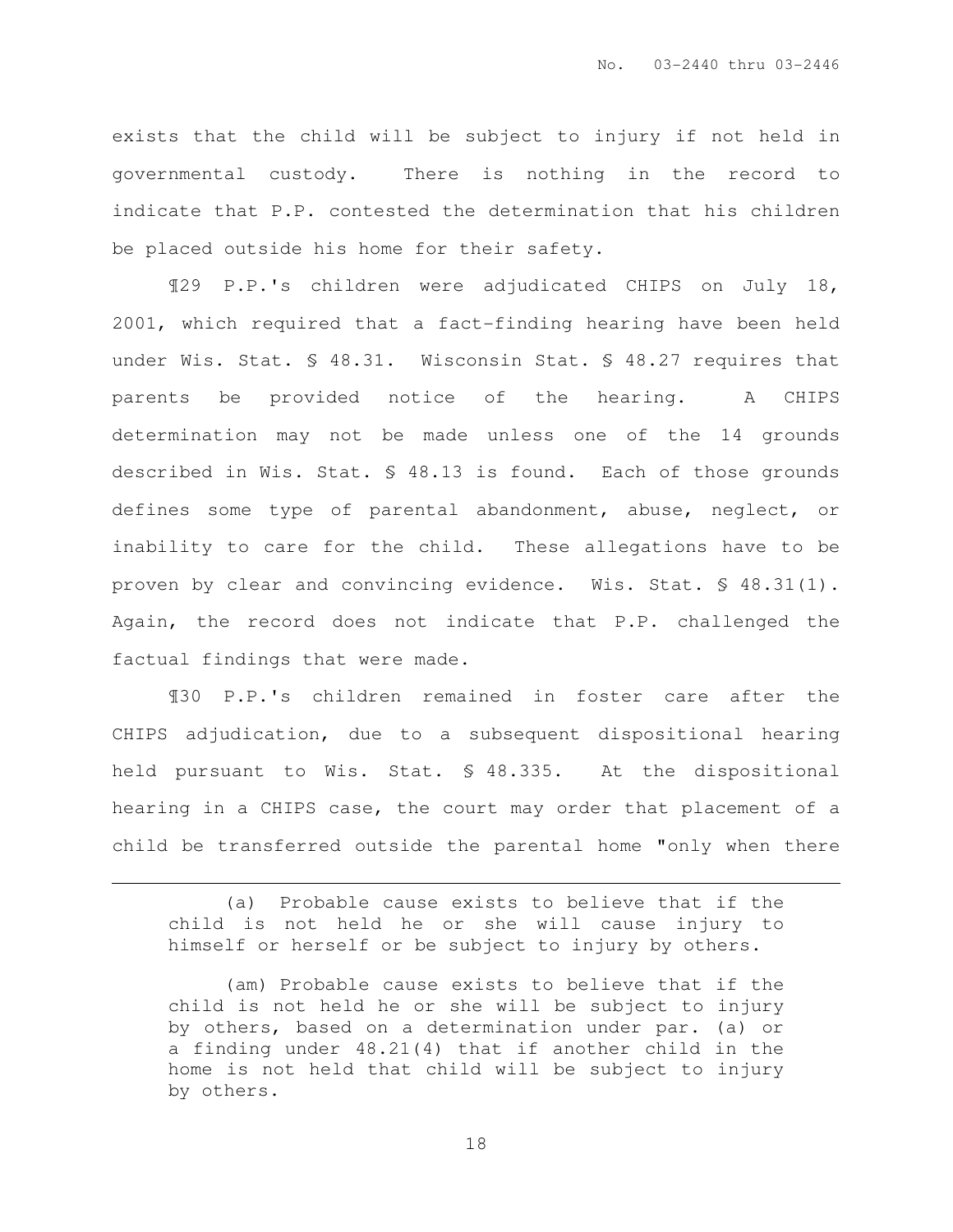exists that the child will be subject to injury if not held in governmental custody. There is nothing in the record to indicate that P.P. contested the determination that his children be placed outside his home for their safety.

¶29 P.P.'s children were adjudicated CHIPS on July 18, 2001, which required that a fact-finding hearing have been held under Wis. Stat. § 48.31. Wisconsin Stat. § 48.27 requires that parents be provided notice of the hearing. A CHIPS determination may not be made unless one of the 14 grounds described in Wis. Stat. § 48.13 is found. Each of those grounds defines some type of parental abandonment, abuse, neglect, or inability to care for the child. These allegations have to be proven by clear and convincing evidence. Wis. Stat. § 48.31(1). Again, the record does not indicate that P.P. challenged the factual findings that were made.

¶30 P.P.'s children remained in foster care after the CHIPS adjudication, due to a subsequent dispositional hearing held pursuant to Wis. Stat. § 48.335. At the dispositional hearing in a CHIPS case, the court may order that placement of a child be transferred outside the parental home "only when there

---

(a) Probable cause exists to believe that if the child is not held he or she will cause injury to himself or herself or be subject to injury by others.

(am) Probable cause exists to believe that if the child is not held he or she will be subject to injury by others, based on a determination under par. (a) or a finding under 48.21(4) that if another child in the home is not held that child will be subject to injury by others.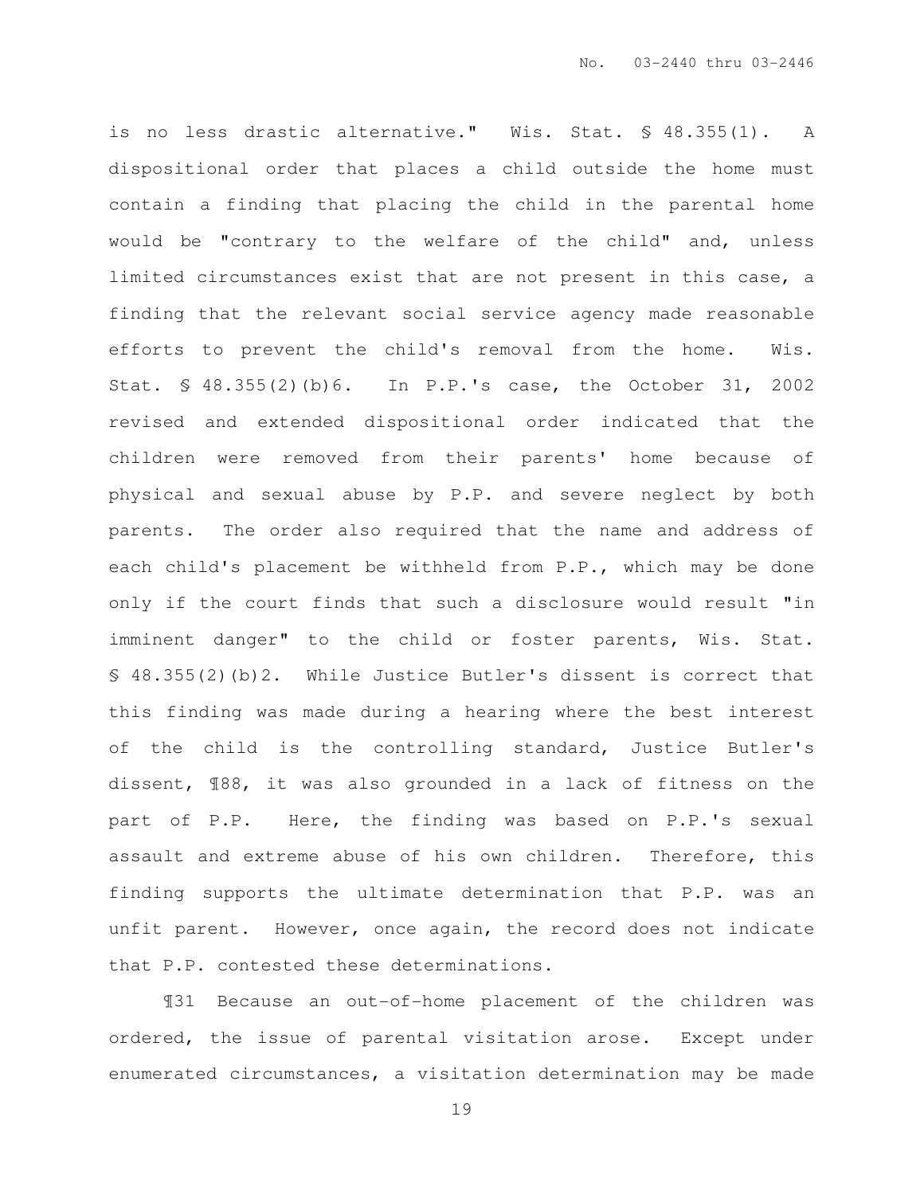is no less drastic alternative." Wis. Stat. § 48.355(1). A dispositional order that places a child outside the home must contain a finding that placing the child in the parental home would be "contrary to the welfare of the child" and, unless limited circumstances exist that are not present in this case, a finding that the relevant social service agency made reasonable efforts to prevent the child's removal from the home. Wis. Stat. § 48.355(2)(b)6. In P.P.'s case, the October 31, 2002 revised and extended dispositional order indicated that the children were removed from their parents' home because of physical and sexual abuse by P.P. and severe neglect by both parents. The order also required that the name and address of each child's placement be withheld from P.P., which may be done only if the court finds that such a disclosure would result "in imminent danger" to the child or foster parents, Wis. Stat. § 48.355(2)(b)2. While Justice Butler's dissent is correct that this finding was made during a hearing where the best interest of the child is the controlling standard, Justice Butler's dissent, ¶88, it was also grounded in a lack of fitness on the part of P.P. Here, the finding was based on P.P.'s sexual assault and extreme abuse of his own children. Therefore, this finding supports the ultimate determination that P.P. was an unfit parent. However, once again, the record does not indicate that P.P. contested these determinations.

¶31 Because an out-of-home placement of the children was ordered, the issue of parental visitation arose. Except under enumerated circumstances, a visitation determination may be made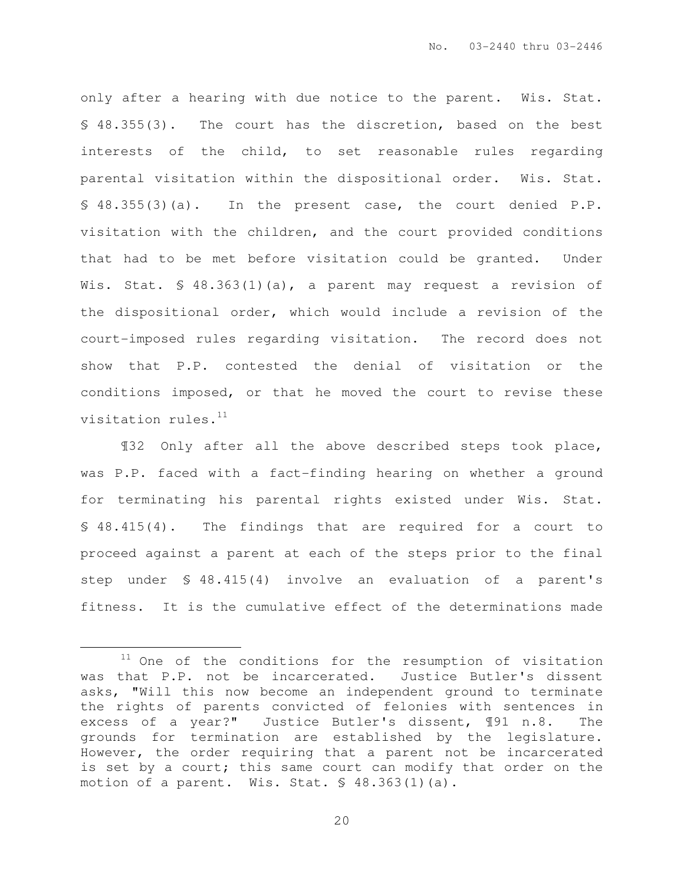only after a hearing with due notice to the parent. Wis. Stat. § 48.355(3). The court has the discretion, based on the best interests of the child, to set reasonable rules regarding parental visitation within the dispositional order. Wis. Stat. § 48.355(3)(a). In the present case, the court denied P.P. visitation with the children, and the court provided conditions that had to be met before visitation could be granted. Under Wis. Stat. § 48.363(1)(a), a parent may request a revision of the dispositional order, which would include a revision of the court-imposed rules regarding visitation. The record does not show that P.P. contested the denial of visitation or the conditions imposed, or that he moved the court to revise these visitation rules.[11]

¶32 Only after all the above described steps took place, was P.P. faced with a fact-finding hearing on whether a ground for terminating his parental rights existed under Wis. Stat. § 48.415(4). The findings that are required for a court to proceed against a parent at each of the steps prior to the final step under § 48.415(4) involve an evaluation of a parent's fitness. It is the cumulative effect of the determinations made

---

[11] One of the conditions for the resumption of visitation was that P.P. not be incarcerated. Justice Butler's dissent asks, "Will this now become an independent ground to terminate the rights of parents convicted of felonies with sentences in excess of a year?" Justice Butler's dissent, ¶91 n.8. The grounds for termination are established by the legislature. However, the order requiring that a parent not be incarcerated is set by a court; this same court can modify that order on the motion of a parent. Wis. Stat. § 48.363(1)(a).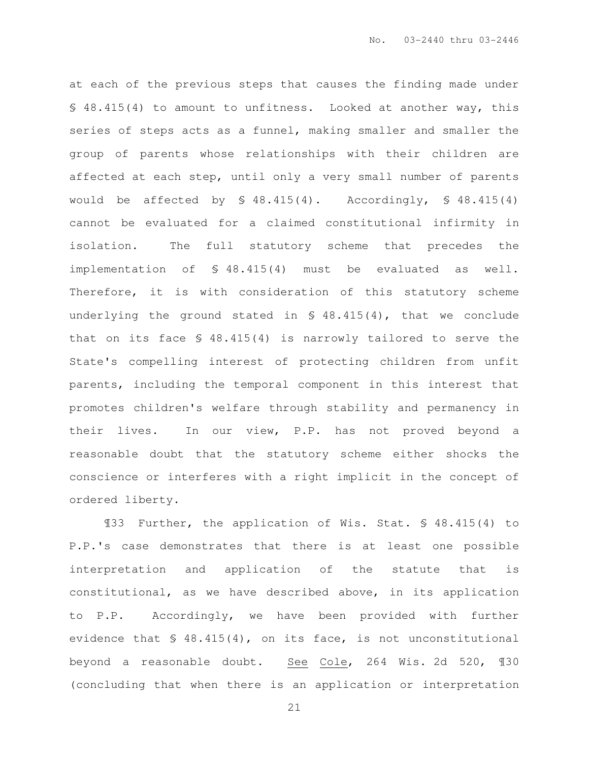at each of the previous steps that causes the finding made under § 48.415(4) to amount to unfitness. Looked at another way, this series of steps acts as a funnel, making smaller and smaller the group of parents whose relationships with their children are affected at each step, until only a very small number of parents would be affected by § 48.415(4). Accordingly, § 48.415(4) cannot be evaluated for a claimed constitutional infirmity in isolation. The full statutory scheme that precedes the implementation of § 48.415(4) must be evaluated as well. Therefore, it is with consideration of this statutory scheme underlying the ground stated in § 48.415(4), that we conclude that on its face § 48.415(4) is narrowly tailored to serve the State's compelling interest of protecting children from unfit parents, including the temporal component in this interest that promotes children's welfare through stability and permanency in their lives. In our view, P.P. has not proved beyond a reasonable doubt that the statutory scheme either shocks the conscience or interferes with a right implicit in the concept of ordered liberty.

¶33 Further, the application of Wis. Stat. § 48.415(4) to P.P.'s case demonstrates that there is at least one possible interpretation and application of the statute that is constitutional, as we have described above, in its application to P.P. Accordingly, we have been provided with further evidence that § 48.415(4), on its face, is not unconstitutional beyond a reasonable doubt. See Cole, 264 Wis. 2d 520, ¶30 (concluding that when there is an application or interpretation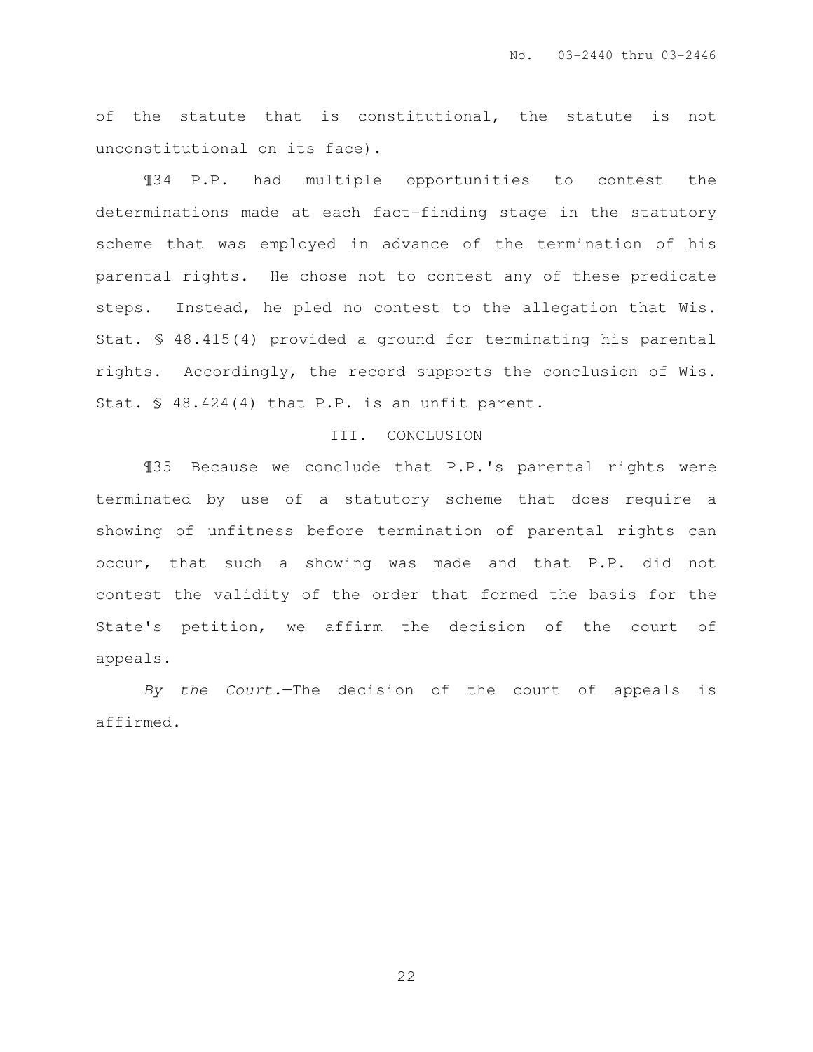of the statute that is constitutional, the statute is not unconstitutional on its face).

¶34 P.P. had multiple opportunities to contest the determinations made at each fact-finding stage in the statutory scheme that was employed in advance of the termination of his parental rights. He chose not to contest any of these predicate steps. Instead, he pled no contest to the allegation that Wis. Stat. § 48.415(4) provided a ground for terminating his parental rights. Accordingly, the record supports the conclusion of Wis. Stat. § 48.424(4) that P.P. is an unfit parent.

## III. CONCLUSION

¶35 Because we conclude that P.P.'s parental rights were terminated by use of a statutory scheme that does require a showing of unfitness before termination of parental rights can occur, that such a showing was made and that P.P. did not contest the validity of the order that formed the basis for the State's petition, we affirm the decision of the court of appeals.

*By the Court.*—The decision of the court of appeals is affirmed.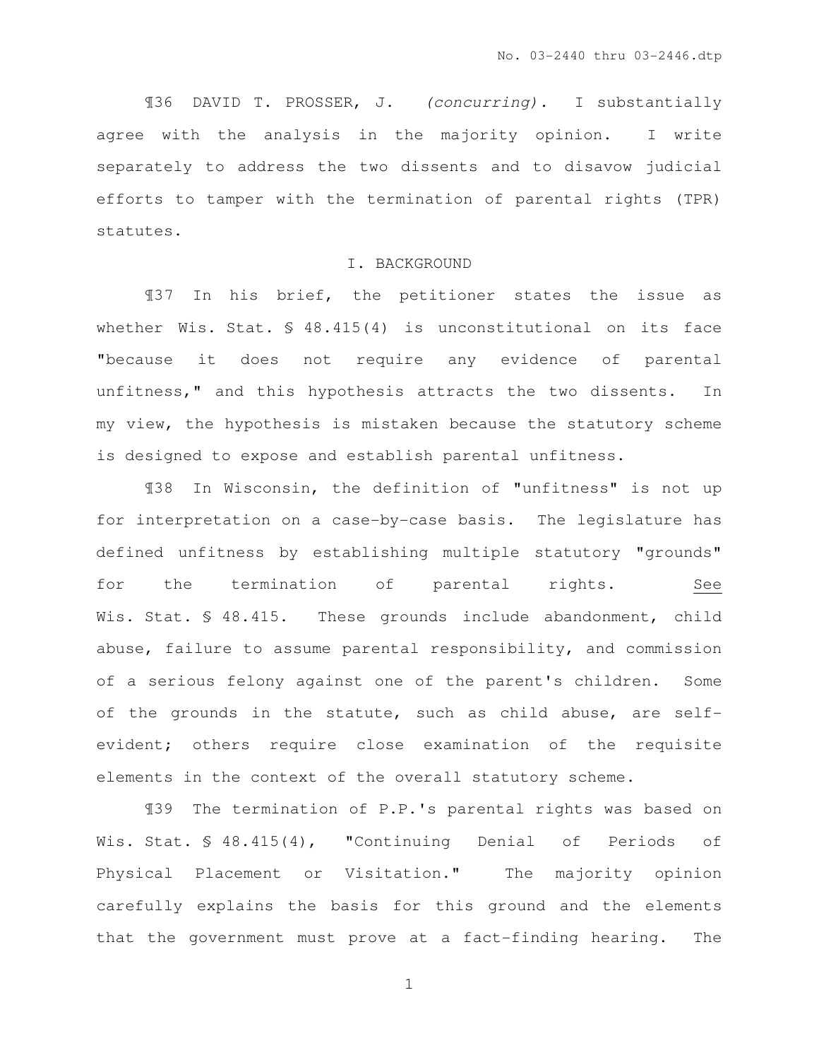¶36 DAVID T. PROSSER, J. *(concurring).* I substantially agree with the analysis in the majority opinion. I write separately to address the two dissents and to disavow judicial efforts to tamper with the termination of parental rights (TPR) statutes.

## I. BACKGROUND

¶37 In his brief, the petitioner states the issue as whether Wis. Stat. § 48.415(4) is unconstitutional on its face "because it does not require any evidence of parental unfitness," and this hypothesis attracts the two dissents. In my view, the hypothesis is mistaken because the statutory scheme is designed to expose and establish parental unfitness.

¶38 In Wisconsin, the definition of "unfitness" is not up for interpretation on a case-by-case basis. The legislature has defined unfitness by establishing multiple statutory "grounds" for the termination of parental rights. See Wis. Stat. § 48.415. These grounds include abandonment, child abuse, failure to assume parental responsibility, and commission of a serious felony against one of the parent's children. Some of the grounds in the statute, such as child abuse, are self-evident; others require close examination of the requisite elements in the context of the overall statutory scheme.

¶39 The termination of P.P.'s parental rights was based on Wis. Stat. § 48.415(4), "Continuing Denial of Periods of Physical Placement or Visitation." The majority opinion carefully explains the basis for this ground and the elements that the government must prove at a fact-finding hearing. The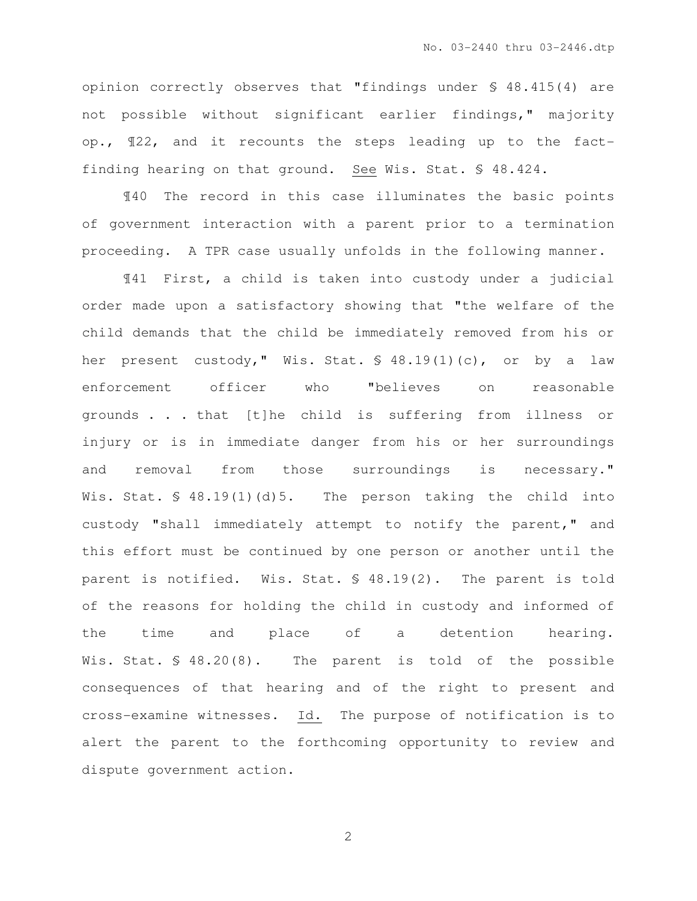opinion correctly observes that "findings under § 48.415(4) are not possible without significant earlier findings," majority op., ¶22, and it recounts the steps leading up to the fact-finding hearing on that ground. See Wis. Stat. § 48.424.

¶40 The record in this case illuminates the basic points of government interaction with a parent prior to a termination proceeding. A TPR case usually unfolds in the following manner.

¶41 First, a child is taken into custody under a judicial order made upon a satisfactory showing that "the welfare of the child demands that the child be immediately removed from his or her present custody," Wis. Stat. § 48.19(1)(c), or by a law enforcement officer who "believes on reasonable grounds . . . that [t]he child is suffering from illness or injury or is in immediate danger from his or her surroundings and removal from those surroundings is necessary." Wis. Stat. § 48.19(1)(d)5. The person taking the child into custody "shall immediately attempt to notify the parent," and this effort must be continued by one person or another until the parent is notified. Wis. Stat. § 48.19(2). The parent is told of the reasons for holding the child in custody and informed of the time and place of a detention hearing. Wis. Stat. § 48.20(8). The parent is told of the possible consequences of that hearing and of the right to present and cross-examine witnesses. Id. The purpose of notification is to alert the parent to the forthcoming opportunity to review and dispute government action.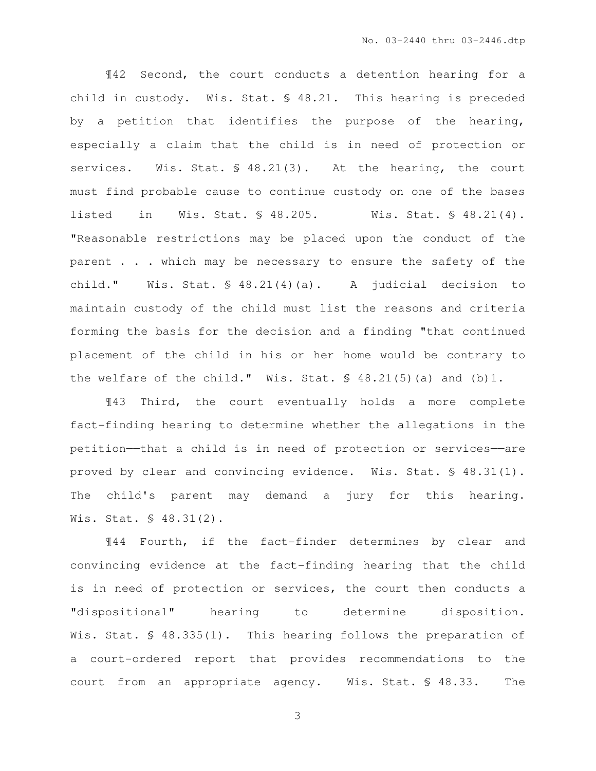¶42 Second, the court conducts a detention hearing for a child in custody. Wis. Stat. § 48.21. This hearing is preceded by a petition that identifies the purpose of the hearing, especially a claim that the child is in need of protection or services. Wis. Stat. § 48.21(3). At the hearing, the court must find probable cause to continue custody on one of the bases listed in Wis. Stat. § 48.205. Wis. Stat. § 48.21(4). "Reasonable restrictions may be placed upon the conduct of the parent . . . which may be necessary to ensure the safety of the child." Wis. Stat. § 48.21(4)(a). A judicial decision to maintain custody of the child must list the reasons and criteria forming the basis for the decision and a finding "that continued placement of the child in his or her home would be contrary to the welfare of the child." Wis. Stat. § 48.21(5)(a) and (b)1.

¶43 Third, the court eventually holds a more complete fact-finding hearing to determine whether the allegations in the petition——that a child is in need of protection or services——are proved by clear and convincing evidence. Wis. Stat. § 48.31(1). The child's parent may demand a jury for this hearing. Wis. Stat. § 48.31(2).

¶44 Fourth, if the fact-finder determines by clear and convincing evidence at the fact-finding hearing that the child is in need of protection or services, the court then conducts a "dispositional" hearing to determine disposition. Wis. Stat. § 48.335(1). This hearing follows the preparation of a court-ordered report that provides recommendations to the court from an appropriate agency. Wis. Stat. § 48.33. The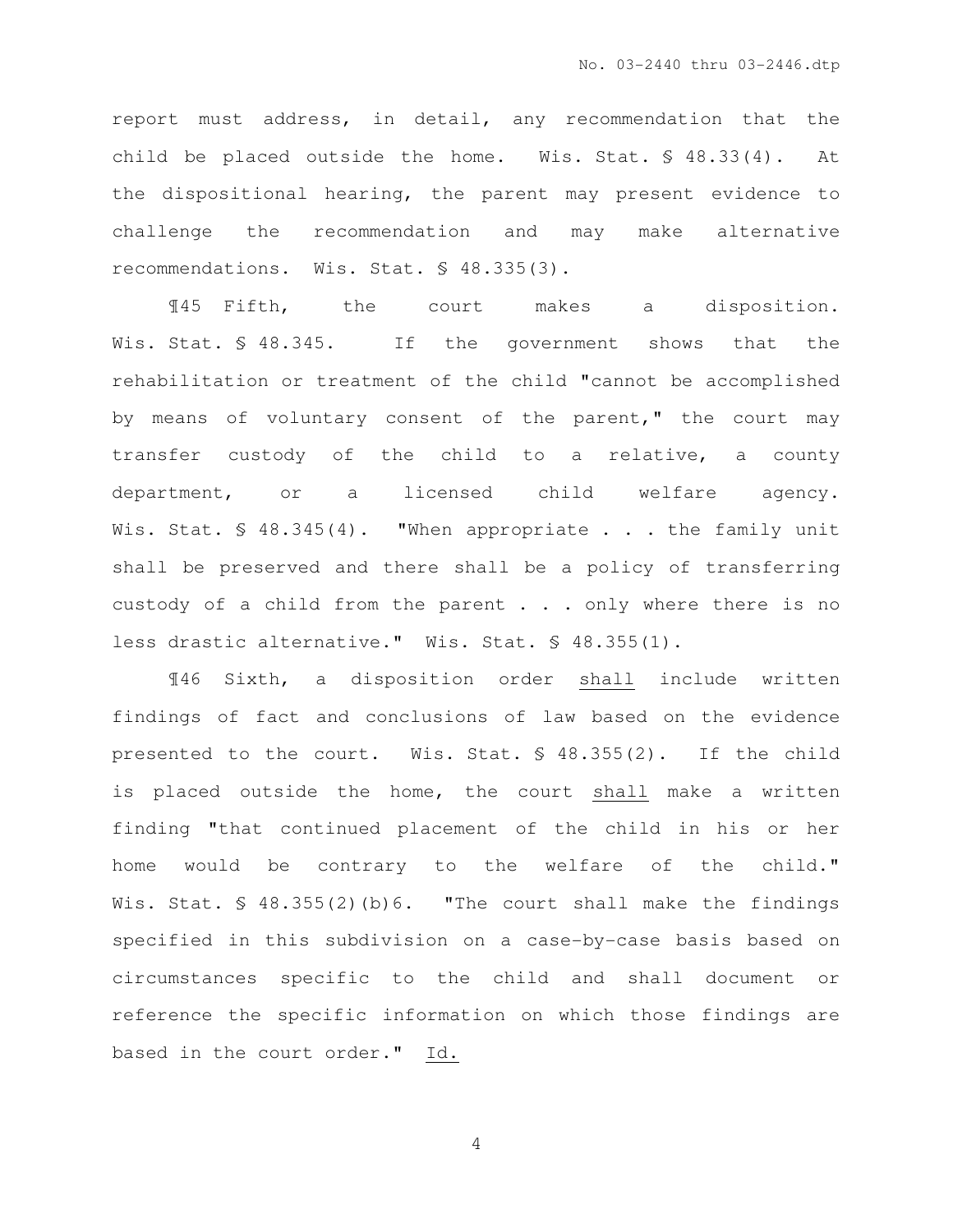report must address, in detail, any recommendation that the child be placed outside the home. Wis. Stat. § 48.33(4). At the dispositional hearing, the parent may present evidence to challenge the recommendation and may make alternative recommendations. Wis. Stat. § 48.335(3).

¶45 Fifth, the court makes a disposition. Wis. Stat. § 48.345. If the government shows that the rehabilitation or treatment of the child "cannot be accomplished by means of voluntary consent of the parent," the court may transfer custody of the child to a relative, a county department, or a licensed child welfare agency. Wis. Stat. § 48.345(4). "When appropriate . . . the family unit shall be preserved and there shall be a policy of transferring custody of a child from the parent . . . only where there is no less drastic alternative." Wis. Stat. § 48.355(1).

¶46 Sixth, a disposition order <u>shall</u> include written findings of fact and conclusions of law based on the evidence presented to the court. Wis. Stat. § 48.355(2). If the child is placed outside the home, the court <u>shall</u> make a written finding "that continued placement of the child in his or her home would be contrary to the welfare of the child." Wis. Stat. § 48.355(2)(b)6. "The court shall make the findings specified in this subdivision on a case-by-case basis based on circumstances specific to the child and shall document or reference the specific information on which those findings are based in the court order." <u>Id.</u>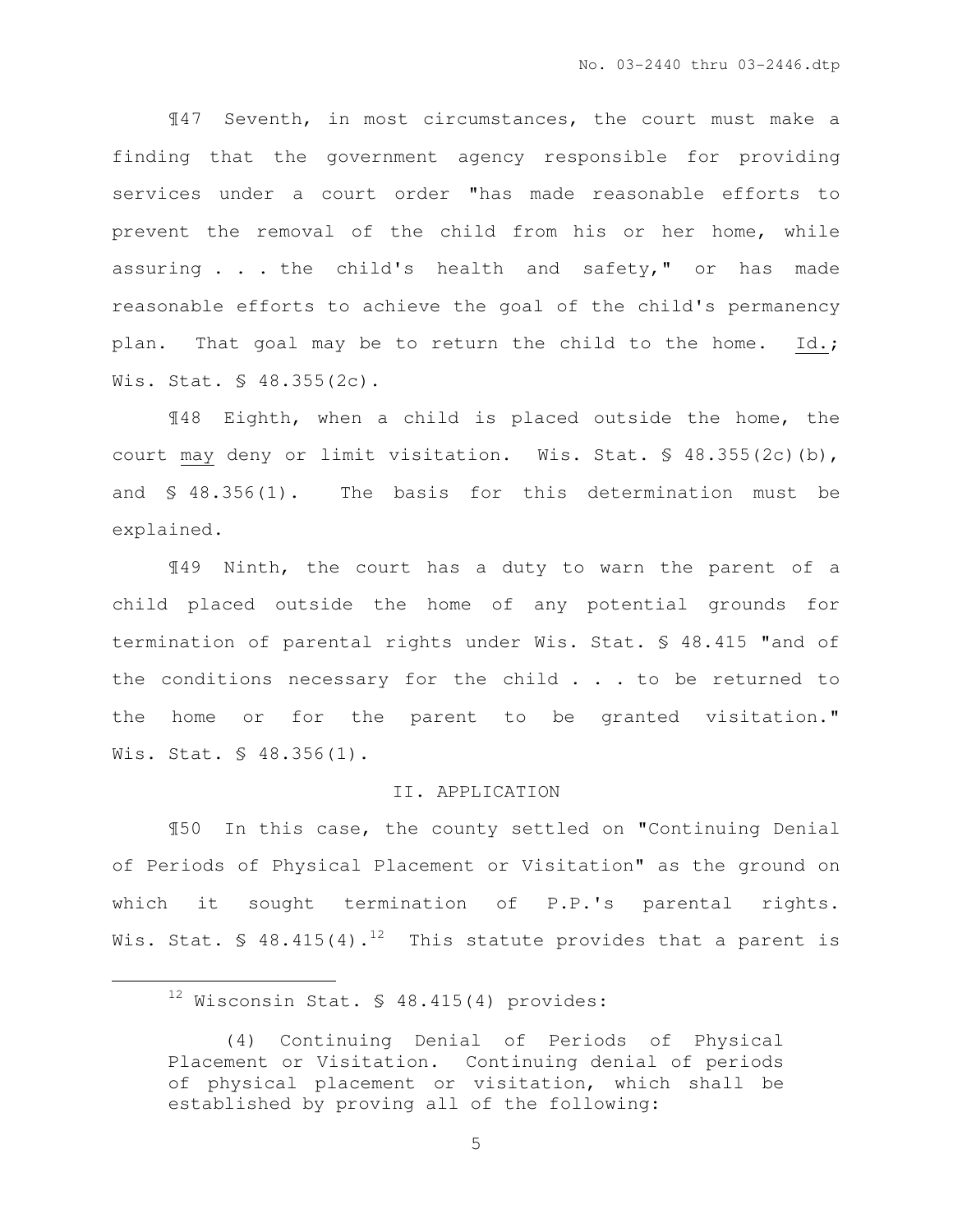¶47 Seventh, in most circumstances, the court must make a finding that the government agency responsible for providing services under a court order "has made reasonable efforts to prevent the removal of the child from his or her home, while assuring . . . the child's health and safety," or has made reasonable efforts to achieve the goal of the child's permanency plan. That goal may be to return the child to the home. Id.; Wis. Stat. § 48.355(2c).

¶48 Eighth, when a child is placed outside the home, the court may deny or limit visitation. Wis. Stat. § 48.355(2c)(b), and § 48.356(1). The basis for this determination must be explained.

¶49 Ninth, the court has a duty to warn the parent of a child placed outside the home of any potential grounds for termination of parental rights under Wis. Stat. § 48.415 "and of the conditions necessary for the child . . . to be returned to the home or for the parent to be granted visitation." Wis. Stat. § 48.356(1).

## II. APPLICATION

¶50 In this case, the county settled on "Continuing Denial of Periods of Physical Placement or Visitation" as the ground on which it sought termination of P.P.'s parental rights. Wis. Stat. § 48.415(4).[12] This statute provides that a parent is

[12] Wisconsin Stat. § 48.415(4) provides:

> (4) Continuing Denial of Periods of Physical Placement or Visitation. Continuing denial of periods of physical placement or visitation, which shall be established by proving all of the following: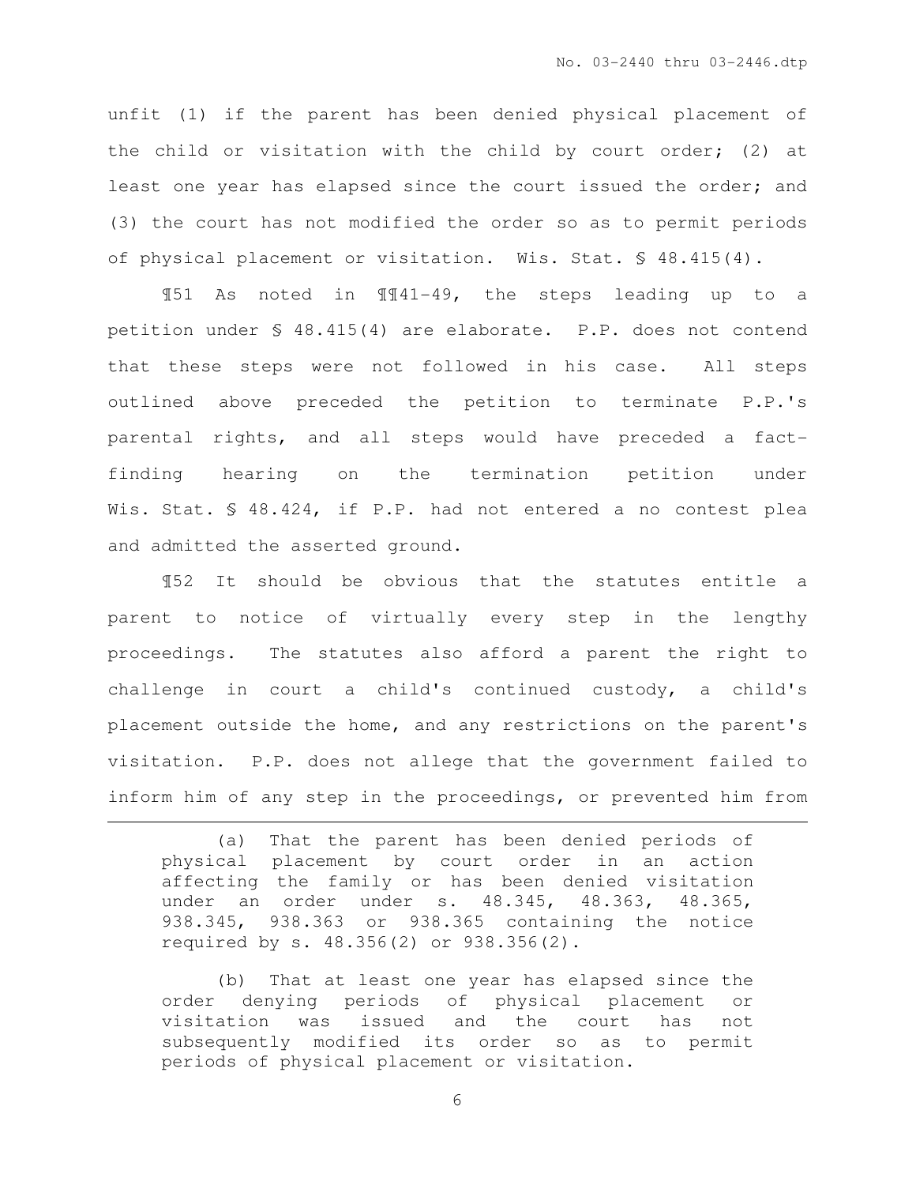unfit (1) if the parent has been denied physical placement of the child or visitation with the child by court order; (2) at least one year has elapsed since the court issued the order; and (3) the court has not modified the order so as to permit periods of physical placement or visitation. Wis. Stat. § 48.415(4).

¶51 As noted in ¶¶41-49, the steps leading up to a petition under § 48.415(4) are elaborate. P.P. does not contend that these steps were not followed in his case. All steps outlined above preceded the petition to terminate P.P.'s parental rights, and all steps would have preceded a fact-finding hearing on the termination petition under Wis. Stat. § 48.424, if P.P. had not entered a no contest plea and admitted the asserted ground.

¶52 It should be obvious that the statutes entitle a parent to notice of virtually every step in the lengthy proceedings. The statutes also afford a parent the right to challenge in court a child's continued custody, a child's placement outside the home, and any restrictions on the parent's visitation. P.P. does not allege that the government failed to inform him of any step in the proceedings, or prevented him from

---

> (a) That the parent has been denied periods of physical placement by court order in an action affecting the family or has been denied visitation under an order under s. 48.345, 48.363, 48.365, 938.345, 938.363 or 938.365 containing the notice required by s. 48.356(2) or 938.356(2).
>
> (b) That at least one year has elapsed since the order denying periods of physical placement or visitation was issued and the court has not subsequently modified its order so as to permit periods of physical placement or visitation.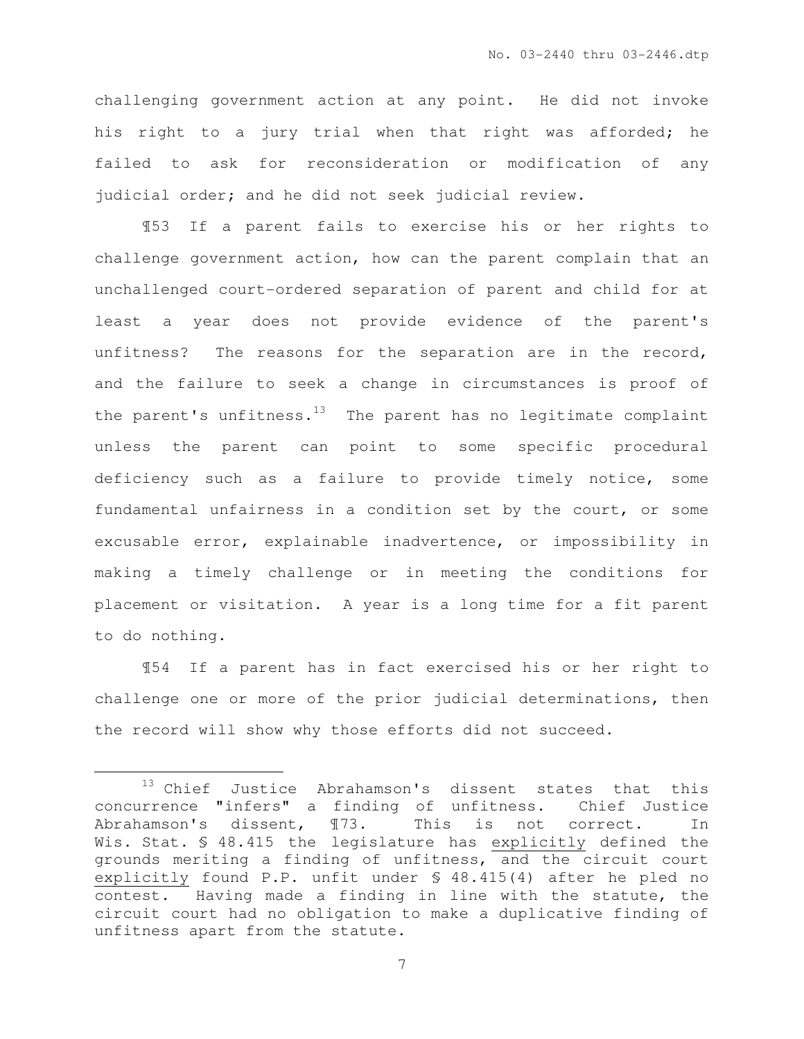challenging government action at any point. He did not invoke his right to a jury trial when that right was afforded; he failed to ask for reconsideration or modification of any judicial order; and he did not seek judicial review.

¶53 If a parent fails to exercise his or her rights to challenge government action, how can the parent complain that an unchallenged court-ordered separation of parent and child for at least a year does not provide evidence of the parent's unfitness? The reasons for the separation are in the record, and the failure to seek a change in circumstances is proof of the parent's unfitness.[13] The parent has no legitimate complaint unless the parent can point to some specific procedural deficiency such as a failure to provide timely notice, some fundamental unfairness in a condition set by the court, or some excusable error, explainable inadvertence, or impossibility in making a timely challenge or in meeting the conditions for placement or visitation. A year is a long time for a fit parent to do nothing.

¶54 If a parent has in fact exercised his or her right to challenge one or more of the prior judicial determinations, then the record will show why those efforts did not succeed.

---

[13] Chief Justice Abrahamson's dissent states that this concurrence "infers" a finding of unfitness. Chief Justice Abrahamson's dissent, ¶73. This is not correct. In Wis. Stat. § 48.415 the legislature has explicitly defined the grounds meriting a finding of unfitness, and the circuit court explicitly found P.P. unfit under § 48.415(4) after he pled no contest. Having made a finding in line with the statute, the circuit court had no obligation to make a duplicative finding of unfitness apart from the statute.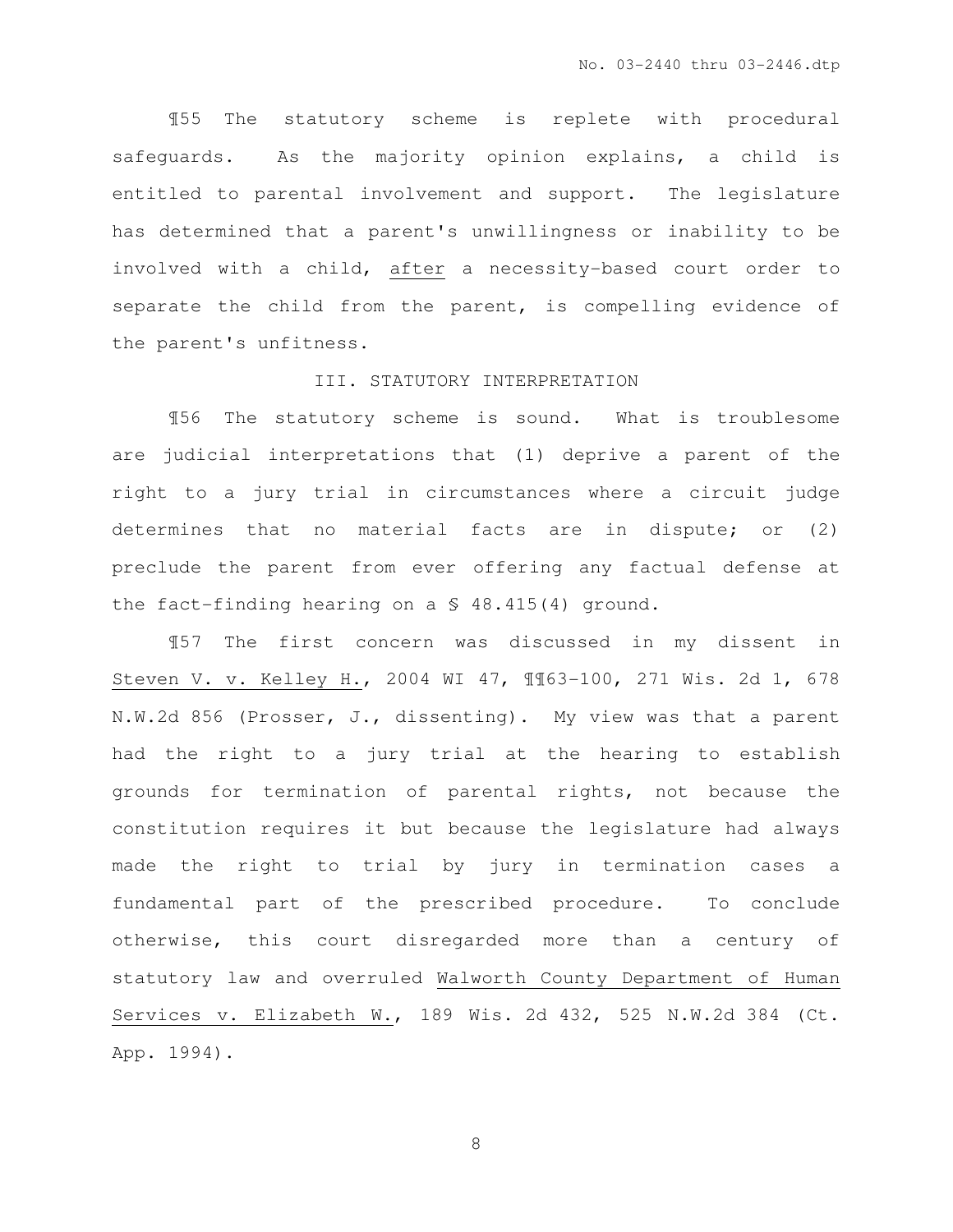¶55 The statutory scheme is replete with procedural safeguards. As the majority opinion explains, a child is entitled to parental involvement and support. The legislature has determined that a parent's unwillingness or inability to be involved with a child, after a necessity-based court order to separate the child from the parent, is compelling evidence of the parent's unfitness.

## III. STATUTORY INTERPRETATION

¶56 The statutory scheme is sound. What is troublesome are judicial interpretations that (1) deprive a parent of the right to a jury trial in circumstances where a circuit judge determines that no material facts are in dispute; or (2) preclude the parent from ever offering any factual defense at the fact-finding hearing on a § 48.415(4) ground.

¶57 The first concern was discussed in my dissent in Steven V. v. Kelley H., 2004 WI 47, ¶¶63-100, 271 Wis. 2d 1, 678 N.W.2d 856 (Prosser, J., dissenting). My view was that a parent had the right to a jury trial at the hearing to establish grounds for termination of parental rights, not because the constitution requires it but because the legislature had always made the right to trial by jury in termination cases a fundamental part of the prescribed procedure. To conclude otherwise, this court disregarded more than a century of statutory law and overruled Walworth County Department of Human Services v. Elizabeth W., 189 Wis. 2d 432, 525 N.W.2d 384 (Ct. App. 1994).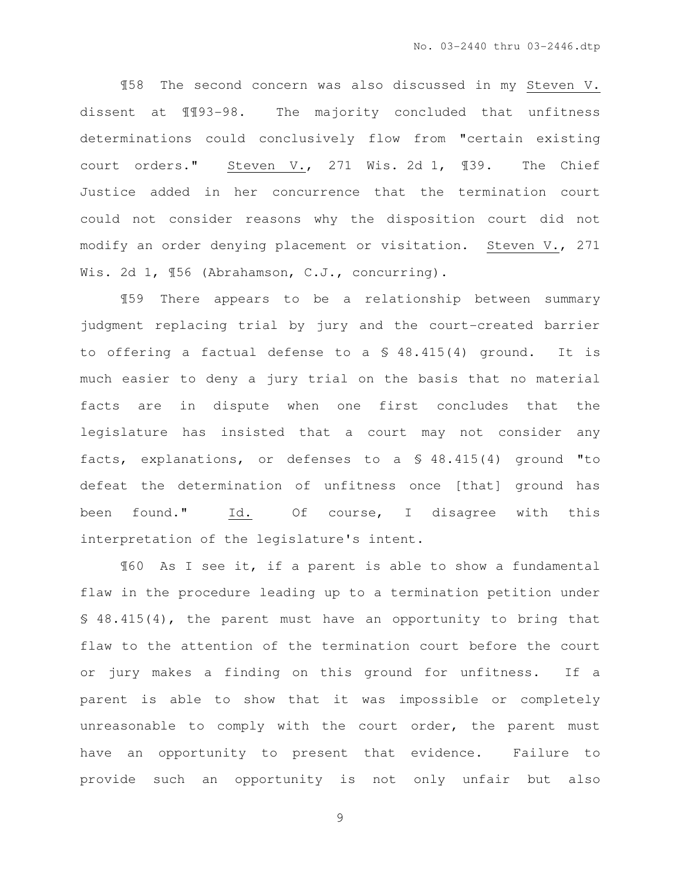¶58 The second concern was also discussed in my _Steven V._ dissent at ¶¶93-98. The majority concluded that unfitness determinations could conclusively flow from "certain existing court orders." _Steven V._, 271 Wis. 2d 1, ¶39. The Chief Justice added in her concurrence that the termination court could not consider reasons why the disposition court did not modify an order denying placement or visitation. _Steven V._, 271 Wis. 2d 1, ¶56 (Abrahamson, C.J., concurring).

¶59 There appears to be a relationship between summary judgment replacing trial by jury and the court-created barrier to offering a factual defense to a § 48.415(4) ground. It is much easier to deny a jury trial on the basis that no material facts are in dispute when one first concludes that the legislature has insisted that a court may not consider any facts, explanations, or defenses to a § 48.415(4) ground "to defeat the determination of unfitness once [that] ground has been found." _Id._ Of course, I disagree with this interpretation of the legislature's intent.

¶60 As I see it, if a parent is able to show a fundamental flaw in the procedure leading up to a termination petition under § 48.415(4), the parent must have an opportunity to bring that flaw to the attention of the termination court before the court or jury makes a finding on this ground for unfitness. If a parent is able to show that it was impossible or completely unreasonable to comply with the court order, the parent must have an opportunity to present that evidence. Failure to provide such an opportunity is not only unfair but also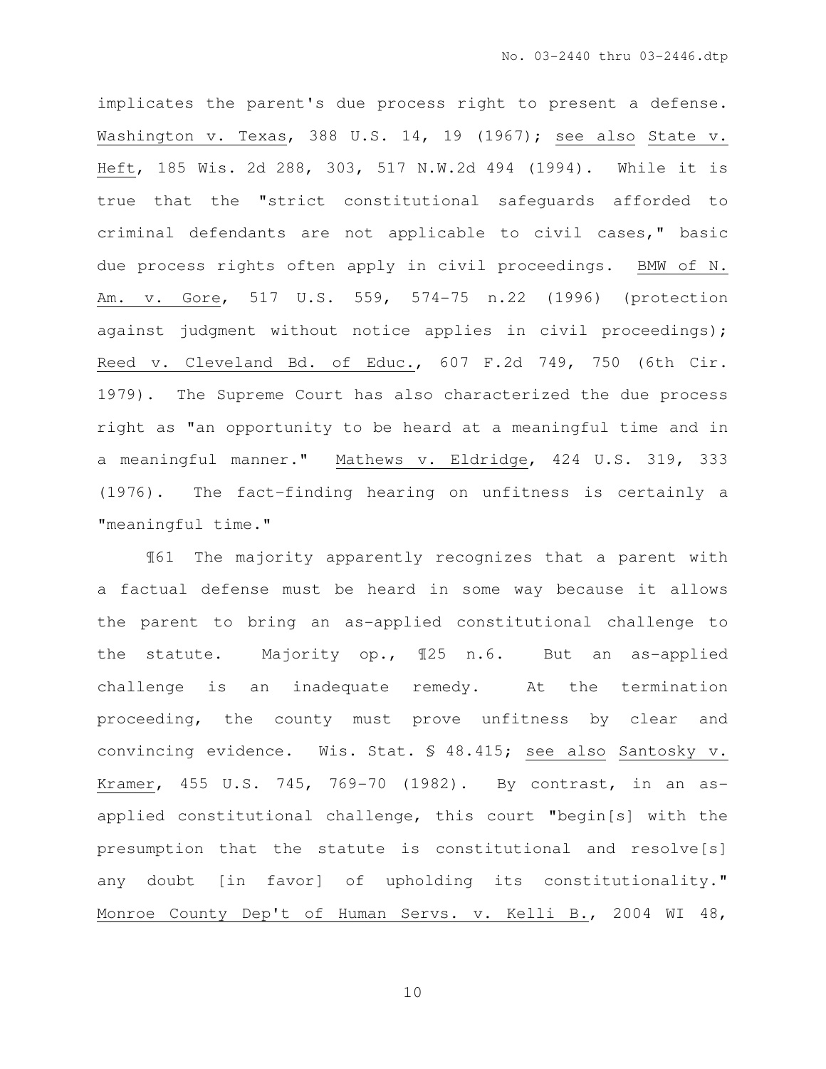implicates the parent's due process right to present a defense. Washington v. Texas, 388 U.S. 14, 19 (1967); see also State v. Heft, 185 Wis. 2d 288, 303, 517 N.W.2d 494 (1994). While it is true that the "strict constitutional safeguards afforded to criminal defendants are not applicable to civil cases," basic due process rights often apply in civil proceedings. BMW of N. Am. v. Gore, 517 U.S. 559, 574-75 n.22 (1996) (protection against judgment without notice applies in civil proceedings); Reed v. Cleveland Bd. of Educ., 607 F.2d 749, 750 (6th Cir. 1979). The Supreme Court has also characterized the due process right as "an opportunity to be heard at a meaningful time and in a meaningful manner." Mathews v. Eldridge, 424 U.S. 319, 333 (1976). The fact-finding hearing on unfitness is certainly a "meaningful time."

¶61 The majority apparently recognizes that a parent with a factual defense must be heard in some way because it allows the parent to bring an as-applied constitutional challenge to the statute. Majority op., ¶25 n.6. But an as-applied challenge is an inadequate remedy. At the termination proceeding, the county must prove unfitness by clear and convincing evidence. Wis. Stat. § 48.415; see also Santosky v. Kramer, 455 U.S. 745, 769-70 (1982). By contrast, in an as-applied constitutional challenge, this court "begin[s] with the presumption that the statute is constitutional and resolve[s] any doubt [in favor] of upholding its constitutionality." Monroe County Dep't of Human Servs. v. Kelli B., 2004 WI 48,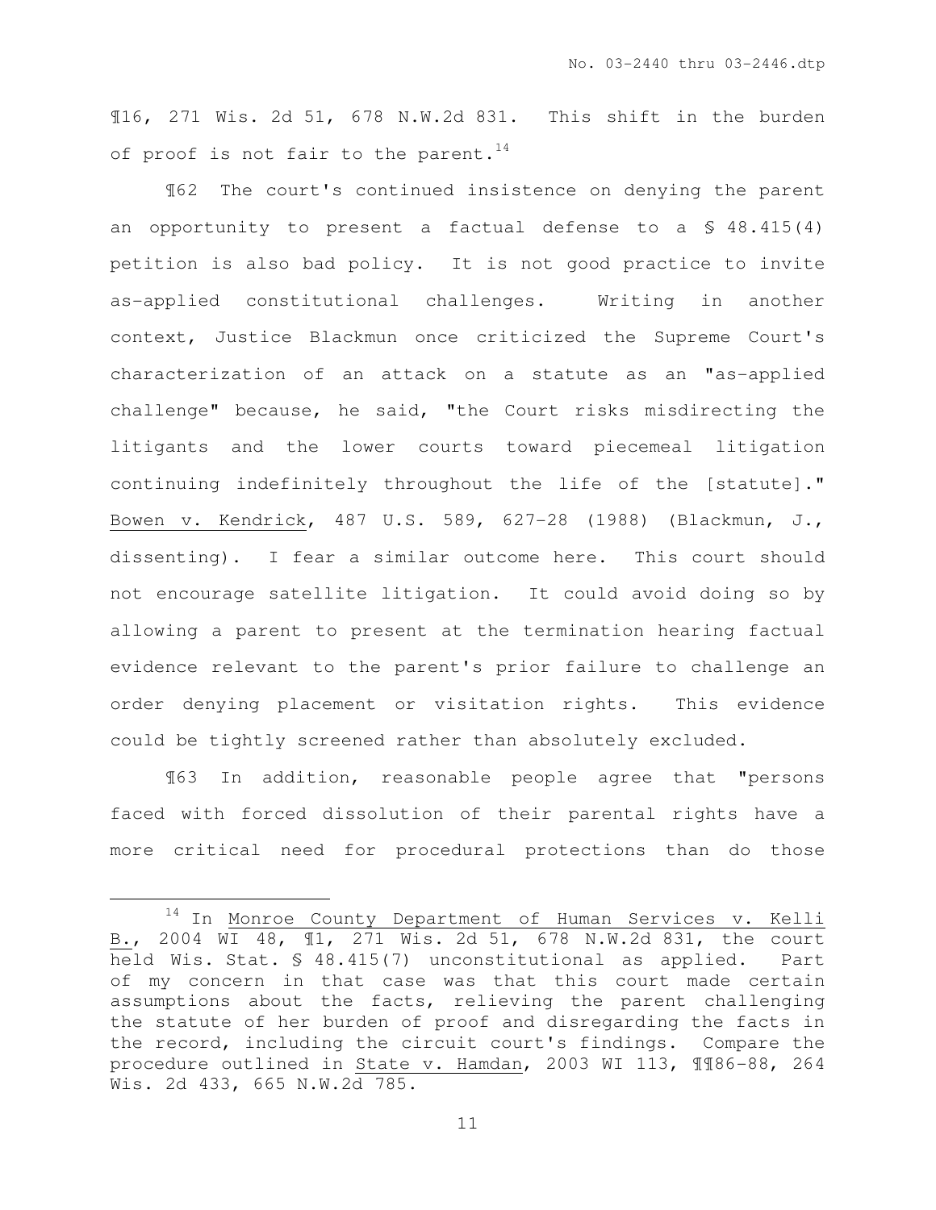¶16, 271 Wis. 2d 51, 678 N.W.2d 831. This shift in the burden of proof is not fair to the parent.[14]

¶62 The court's continued insistence on denying the parent an opportunity to present a factual defense to a § 48.415(4) petition is also bad policy. It is not good practice to invite as-applied constitutional challenges. Writing in another context, Justice Blackmun once criticized the Supreme Court's characterization of an attack on a statute as an "as-applied challenge" because, he said, "the Court risks misdirecting the litigants and the lower courts toward piecemeal litigation continuing indefinitely throughout the life of the [statute]." Bowen v. Kendrick, 487 U.S. 589, 627-28 (1988) (Blackmun, J., dissenting). I fear a similar outcome here. This court should not encourage satellite litigation. It could avoid doing so by allowing a parent to present at the termination hearing factual evidence relevant to the parent's prior failure to challenge an order denying placement or visitation rights. This evidence could be tightly screened rather than absolutely excluded.

¶63 In addition, reasonable people agree that "persons faced with forced dissolution of their parental rights have a more critical need for procedural protections than do those

[14] In Monroe County Department of Human Services v. Kelli B., 2004 WI 48, ¶1, 271 Wis. 2d 51, 678 N.W.2d 831, the court held Wis. Stat. § 48.415(7) unconstitutional as applied. Part of my concern in that case was that this court made certain assumptions about the facts, relieving the parent challenging the statute of her burden of proof and disregarding the facts in the record, including the circuit court's findings. Compare the procedure outlined in State v. Hamdan, 2003 WI 113, ¶¶86-88, 264 Wis. 2d 433, 665 N.W.2d 785.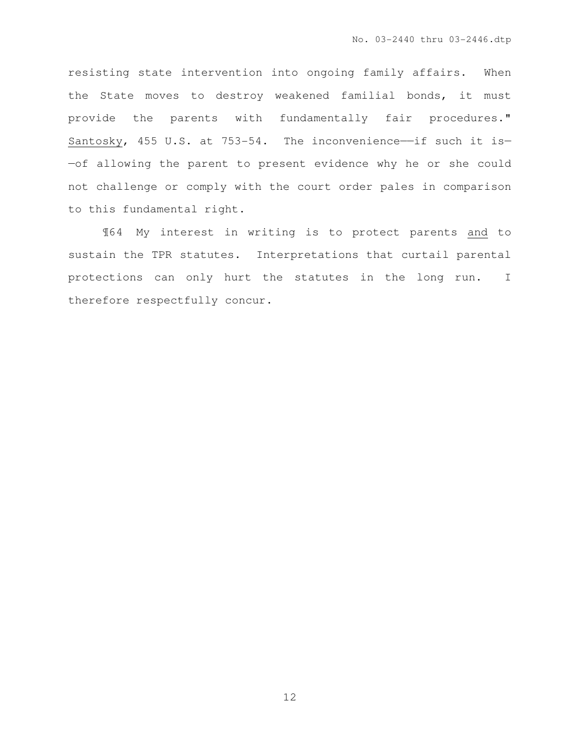resisting state intervention into ongoing family affairs. When the State moves to destroy weakened familial bonds, it must provide the parents with fundamentally fair procedures." *Santosky*, 455 U.S. at 753-54. The inconvenience——if such it is——of allowing the parent to present evidence why he or she could not challenge or comply with the court order pales in comparison to this fundamental right.

¶64 My interest in writing is to protect parents *and* to sustain the TPR statutes. Interpretations that curtail parental protections can only hurt the statutes in the long run. I therefore respectfully concur.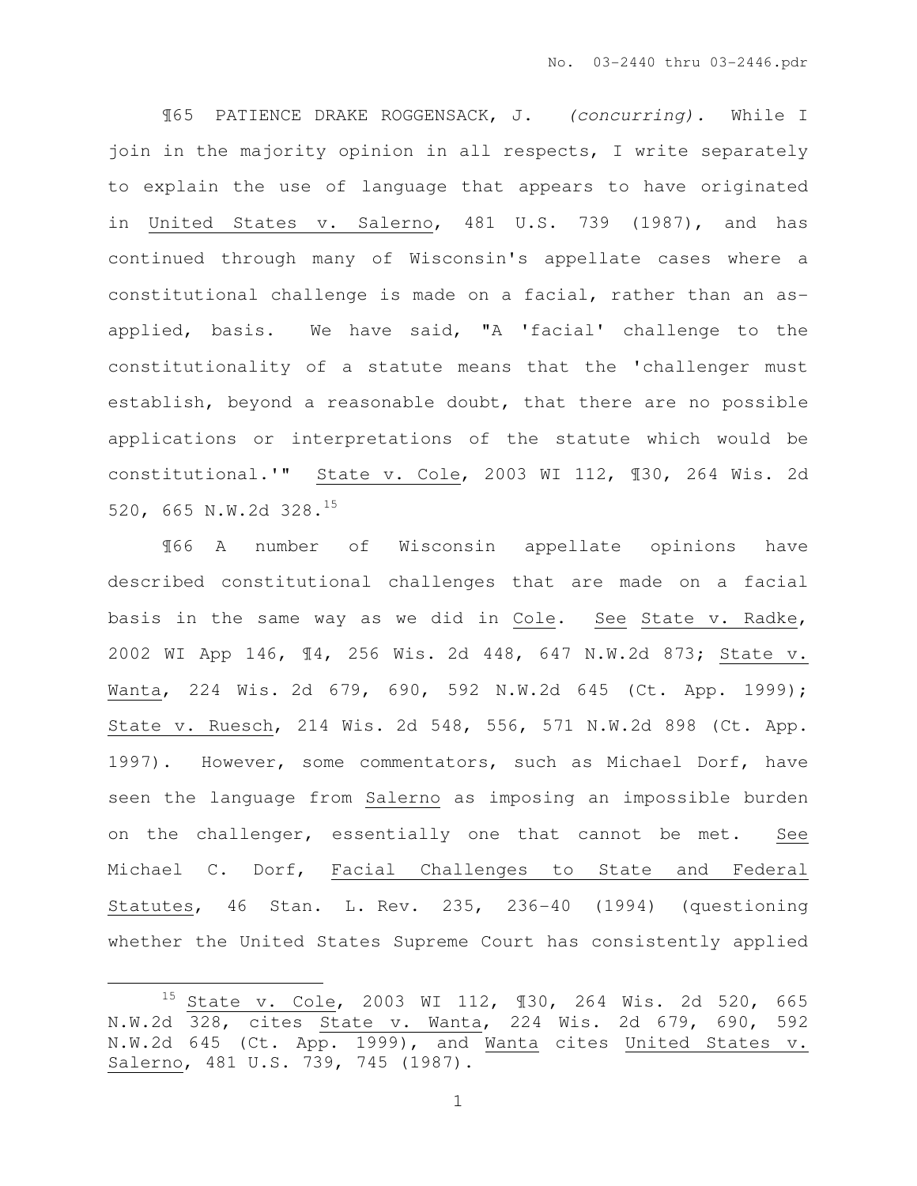¶65 PATIENCE DRAKE ROGGENSACK, J. *(concurring).* While I join in the majority opinion in all respects, I write separately to explain the use of language that appears to have originated in United States v. Salerno, 481 U.S. 739 (1987), and has continued through many of Wisconsin's appellate cases where a constitutional challenge is made on a facial, rather than an as-applied, basis. We have said, "A 'facial' challenge to the constitutionality of a statute means that the 'challenger must establish, beyond a reasonable doubt, that there are no possible applications or interpretations of the statute which would be constitutional.'" State v. Cole, 2003 WI 112, ¶30, 264 Wis. 2d 520, 665 N.W.2d 328.[15]

¶66 A number of Wisconsin appellate opinions have described constitutional challenges that are made on a facial basis in the same way as we did in Cole. See State v. Radke, 2002 WI App 146, ¶4, 256 Wis. 2d 448, 647 N.W.2d 873; State v. Wanta, 224 Wis. 2d 679, 690, 592 N.W.2d 645 (Ct. App. 1999); State v. Ruesch, 214 Wis. 2d 548, 556, 571 N.W.2d 898 (Ct. App. 1997). However, some commentators, such as Michael Dorf, have seen the language from Salerno as imposing an impossible burden on the challenger, essentially one that cannot be met. See Michael C. Dorf, Facial Challenges to State and Federal Statutes, 46 Stan. L. Rev. 235, 236-40 (1994) (questioning whether the United States Supreme Court has consistently applied

[15] State v. Cole, 2003 WI 112, ¶30, 264 Wis. 2d 520, 665 N.W.2d 328, cites State v. Wanta, 224 Wis. 2d 679, 690, 592 N.W.2d 645 (Ct. App. 1999), and Wanta cites United States v. Salerno, 481 U.S. 739, 745 (1987).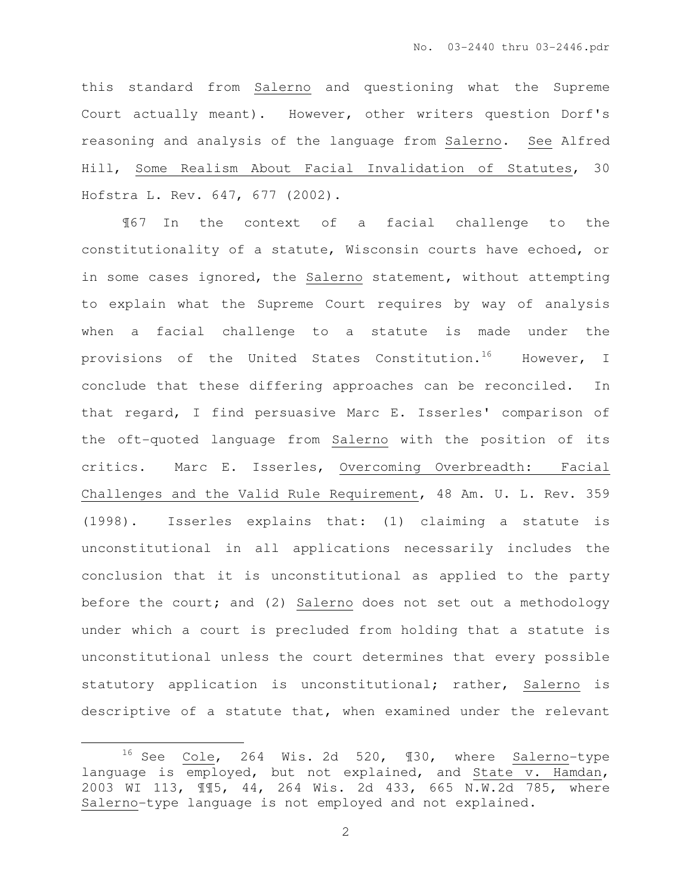this standard from Salerno and questioning what the Supreme Court actually meant). However, other writers question Dorf's reasoning and analysis of the language from Salerno. See Alfred Hill, Some Realism About Facial Invalidation of Statutes, 30 Hofstra L. Rev. 647, 677 (2002).

¶67 In the context of a facial challenge to the constitutionality of a statute, Wisconsin courts have echoed, or in some cases ignored, the Salerno statement, without attempting to explain what the Supreme Court requires by way of analysis when a facial challenge to a statute is made under the provisions of the United States Constitution.[16] However, I conclude that these differing approaches can be reconciled. In that regard, I find persuasive Marc E. Isserles' comparison of the oft-quoted language from Salerno with the position of its critics. Marc E. Isserles, Overcoming Overbreadth: Facial Challenges and the Valid Rule Requirement, 48 Am. U. L. Rev. 359 (1998). Isserles explains that: (1) claiming a statute is unconstitutional in all applications necessarily includes the conclusion that it is unconstitutional as applied to the party before the court; and (2) Salerno does not set out a methodology under which a court is precluded from holding that a statute is unconstitutional unless the court determines that every possible statutory application is unconstitutional; rather, Salerno is descriptive of a statute that, when examined under the relevant

---

[16] See Cole, 264 Wis. 2d 520, ¶30, where Salerno-type language is employed, but not explained, and State v. Hamdan, 2003 WI 113, ¶¶5, 44, 264 Wis. 2d 433, 665 N.W.2d 785, where Salerno-type language is not employed and not explained.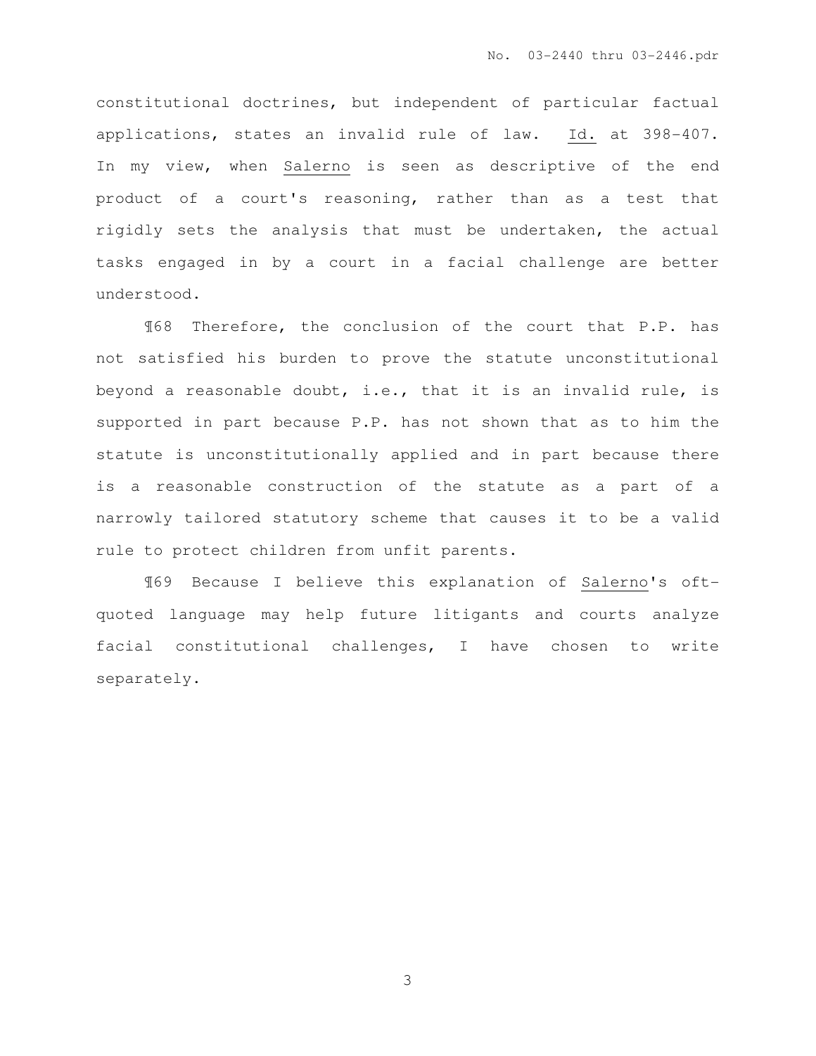constitutional doctrines, but independent of particular factual applications, states an invalid rule of law. Id. at 398-407. In my view, when Salerno is seen as descriptive of the end product of a court's reasoning, rather than as a test that rigidly sets the analysis that must be undertaken, the actual tasks engaged in by a court in a facial challenge are better understood.

¶68 Therefore, the conclusion of the court that P.P. has not satisfied his burden to prove the statute unconstitutional beyond a reasonable doubt, i.e., that it is an invalid rule, is supported in part because P.P. has not shown that as to him the statute is unconstitutionally applied and in part because there is a reasonable construction of the statute as a part of a narrowly tailored statutory scheme that causes it to be a valid rule to protect children from unfit parents.

¶69 Because I believe this explanation of Salerno's oft-quoted language may help future litigants and courts analyze facial constitutional challenges, I have chosen to write separately.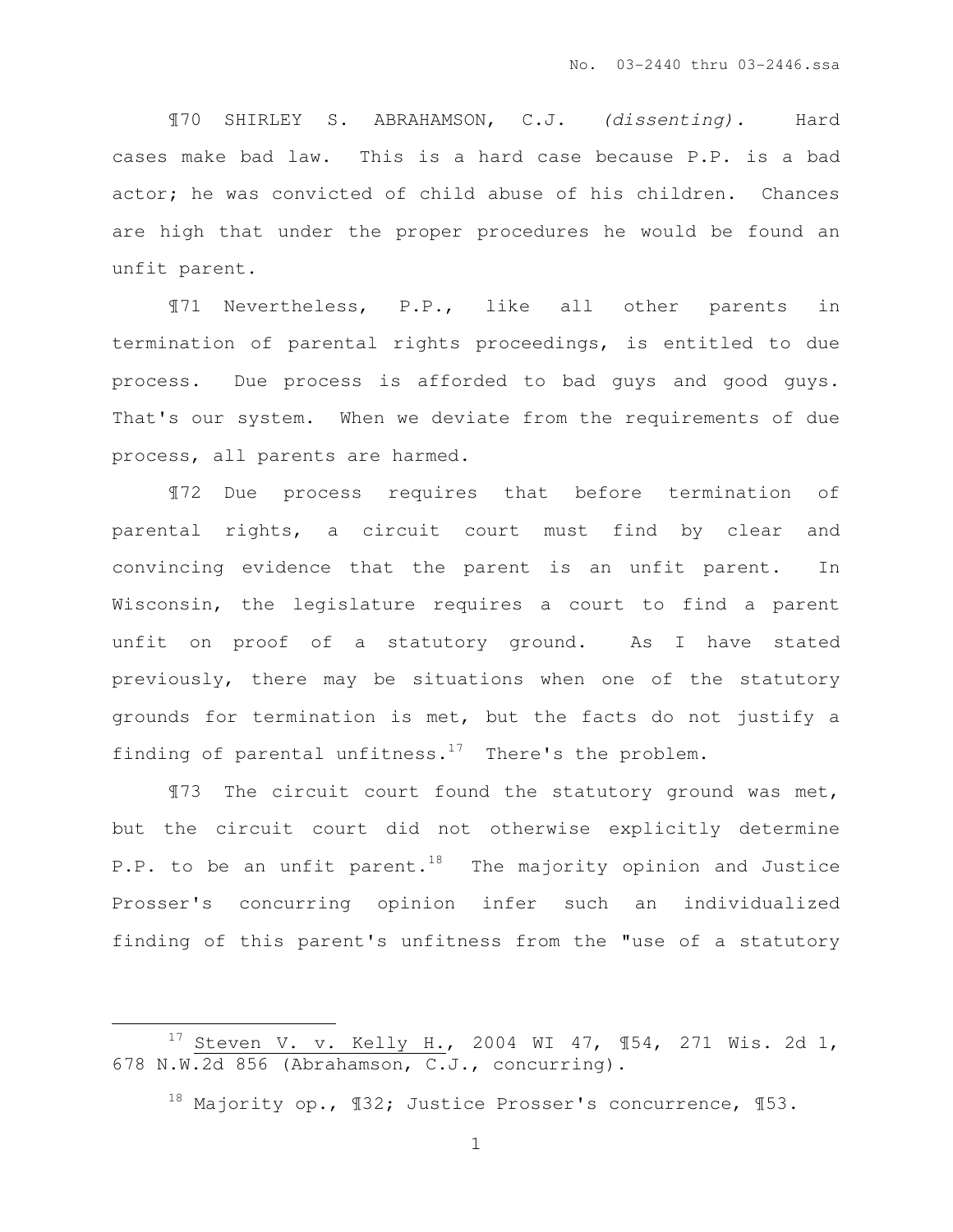¶70 SHIRLEY S. ABRAHAMSON, C.J. *(dissenting).* Hard cases make bad law. This is a hard case because P.P. is a bad actor; he was convicted of child abuse of his children. Chances are high that under the proper procedures he would be found an unfit parent.

¶71 Nevertheless, P.P., like all other parents in termination of parental rights proceedings, is entitled to due process. Due process is afforded to bad guys and good guys. That's our system. When we deviate from the requirements of due process, all parents are harmed.

¶72 Due process requires that before termination of parental rights, a circuit court must find by clear and convincing evidence that the parent is an unfit parent. In Wisconsin, the legislature requires a court to find a parent unfit on proof of a statutory ground. As I have stated previously, there may be situations when one of the statutory grounds for termination is met, but the facts do not justify a finding of parental unfitness.[17] There's the problem.

¶73 The circuit court found the statutory ground was met, but the circuit court did not otherwise explicitly determine P.P. to be an unfit parent.[18] The majority opinion and Justice Prosser's concurring opinion infer such an individualized finding of this parent's unfitness from the "use of a statutory

---

[17] Steven V. v. Kelly H., 2004 WI 47, ¶54, 271 Wis. 2d 1, 678 N.W.2d 856 (Abrahamson, C.J., concurring).

[18] Majority op., ¶32; Justice Prosser's concurrence, ¶53.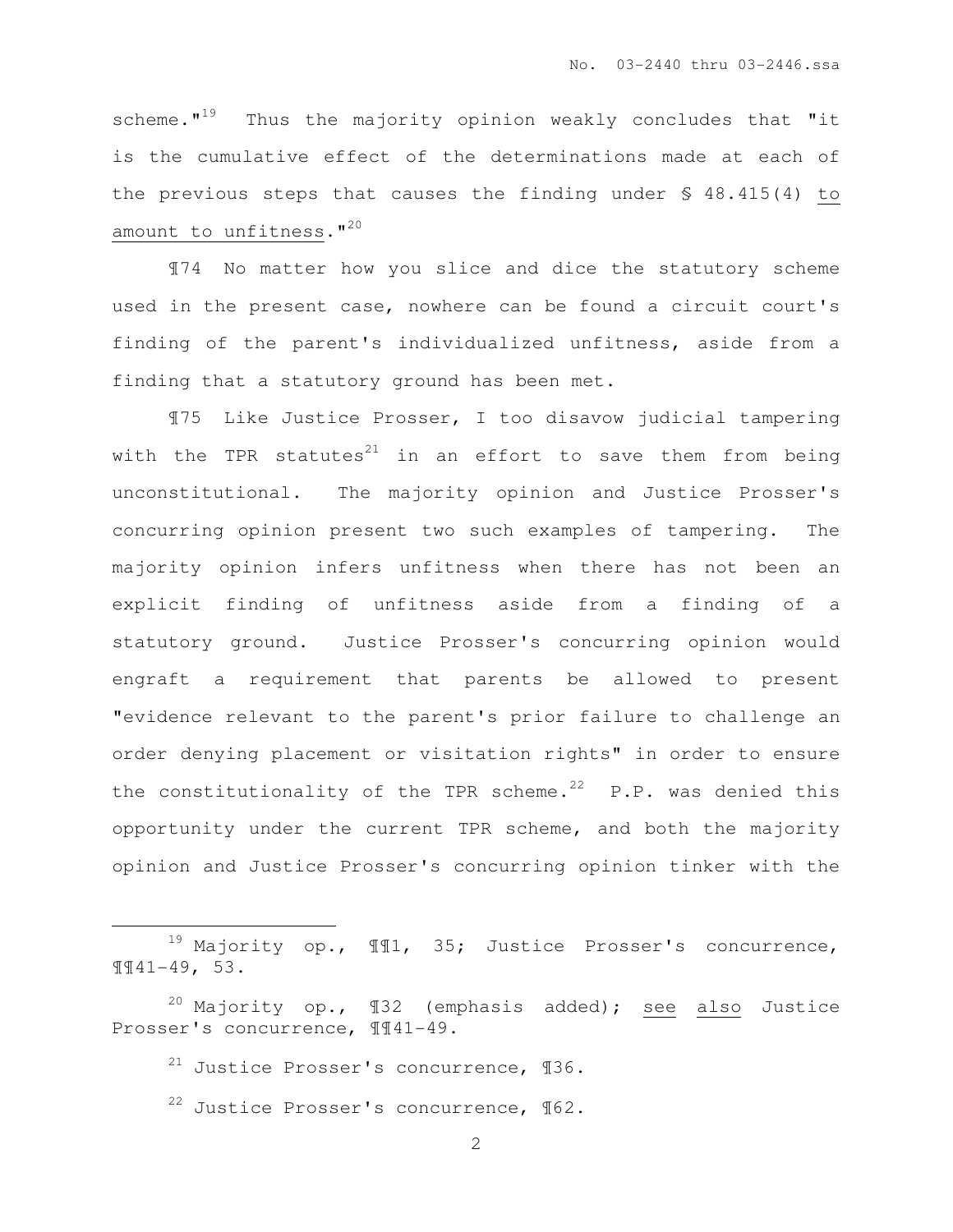scheme."[19] Thus the majority opinion weakly concludes that "it is the cumulative effect of the determinations made at each of the previous steps that causes the finding under § 48.415(4) to amount to unfitness."[20]

¶74 No matter how you slice and dice the statutory scheme used in the present case, nowhere can be found a circuit court's finding of the parent's individualized unfitness, aside from a finding that a statutory ground has been met.

¶75 Like Justice Prosser, I too disavow judicial tampering with the TPR statutes[21] in an effort to save them from being unconstitutional. The majority opinion and Justice Prosser's concurring opinion present two such examples of tampering. The majority opinion infers unfitness when there has not been an explicit finding of unfitness aside from a finding of a statutory ground. Justice Prosser's concurring opinion would engraft a requirement that parents be allowed to present "evidence relevant to the parent's prior failure to challenge an order denying placement or visitation rights" in order to ensure the constitutionality of the TPR scheme.[22] P.P. was denied this opportunity under the current TPR scheme, and both the majority opinion and Justice Prosser's concurring opinion tinker with the

---

[19] Majority op., ¶¶1, 35; Justice Prosser's concurrence, ¶¶41-49, 53.

[20] Majority op., ¶32 (emphasis added); see also Justice Prosser's concurrence, ¶¶41-49.

[21] Justice Prosser's concurrence, ¶36.

[22] Justice Prosser's concurrence, ¶62.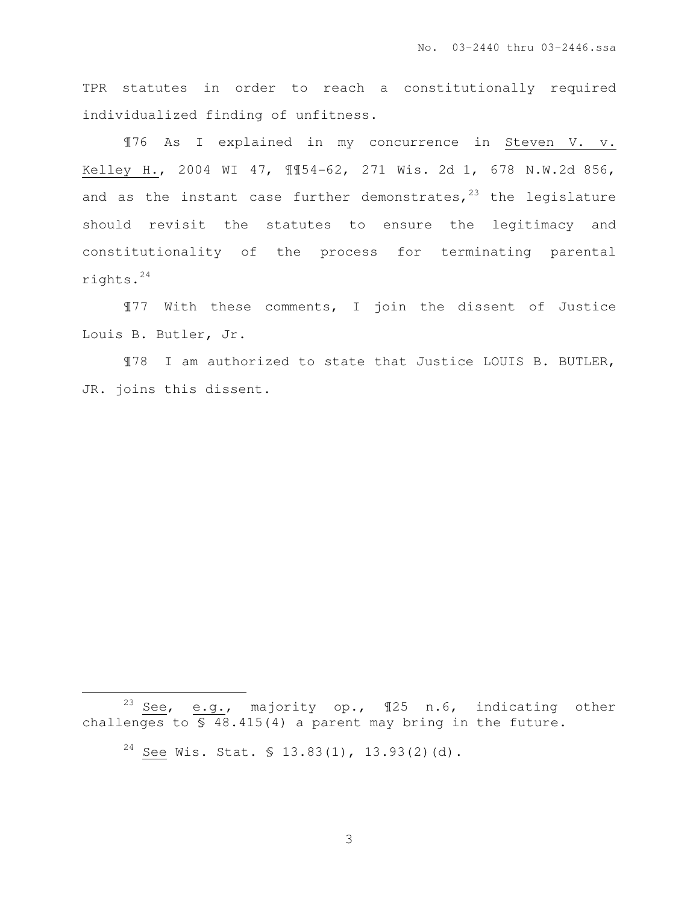TPR statutes in order to reach a constitutionally required individualized finding of unfitness.

¶76 As I explained in my concurrence in Steven V. v. Kelley H., 2004 WI 47, ¶¶54-62, 271 Wis. 2d 1, 678 N.W.2d 856, and as the instant case further demonstrates,[23] the legislature should revisit the statutes to ensure the legitimacy and constitutionality of the process for terminating parental rights.[24]

¶77 With these comments, I join the dissent of Justice Louis B. Butler, Jr.

¶78 I am authorized to state that Justice LOUIS B. BUTLER, JR. joins this dissent.

---

[23] See, e.g., majority op., ¶25 n.6, indicating other challenges to § 48.415(4) a parent may bring in the future.

[24] See Wis. Stat. § 13.83(1), 13.93(2)(d).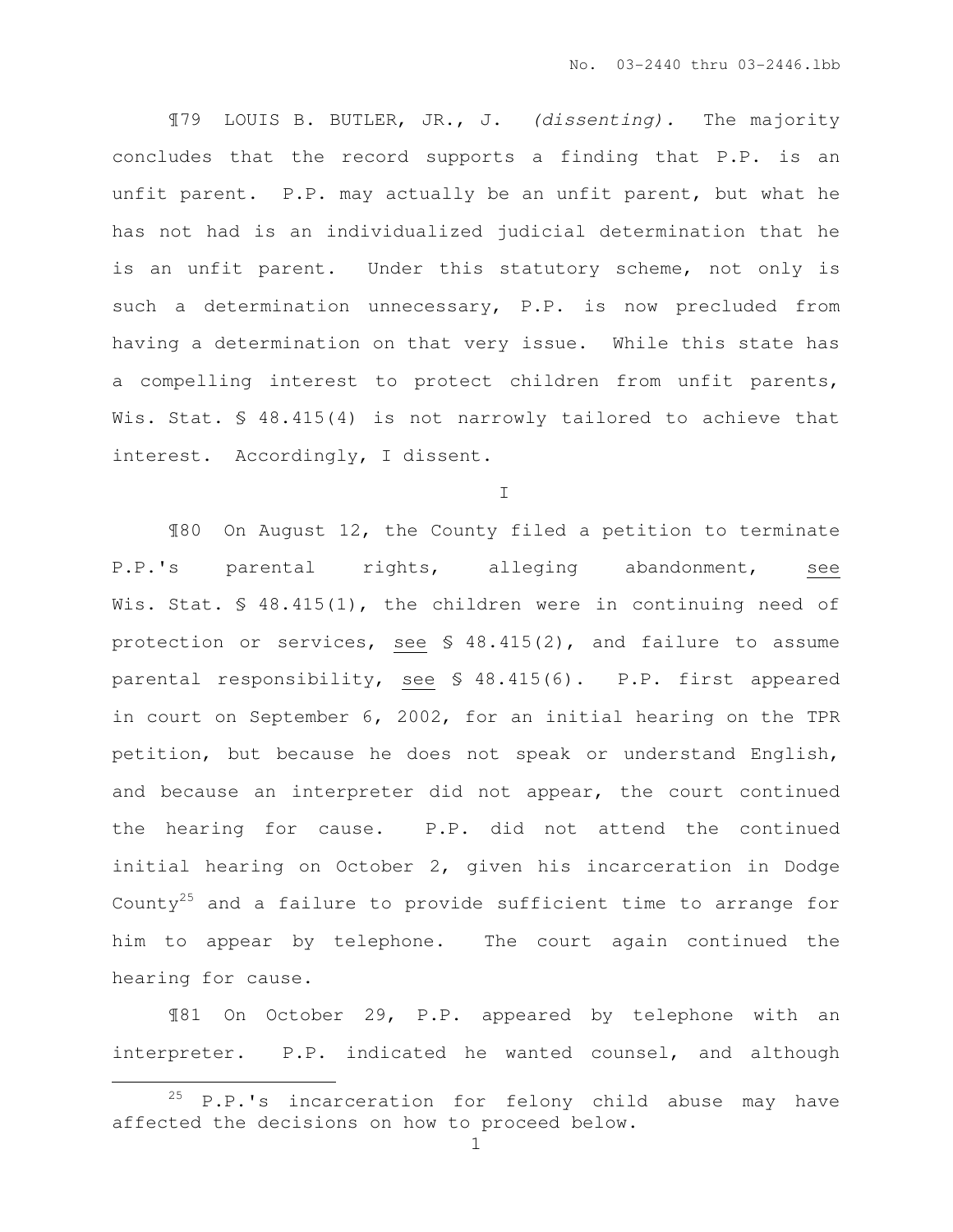¶79 LOUIS B. BUTLER, JR., J. *(dissenting).* The majority concludes that the record supports a finding that P.P. is an unfit parent. P.P. may actually be an unfit parent, but what he has not had is an individualized judicial determination that he is an unfit parent. Under this statutory scheme, not only is such a determination unnecessary, P.P. is now precluded from having a determination on that very issue. While this state has a compelling interest to protect children from unfit parents, Wis. Stat. § 48.415(4) is not narrowly tailored to achieve that interest. Accordingly, I dissent.

I

¶80 On August 12, the County filed a petition to terminate P.P.'s parental rights, alleging abandonment, see Wis. Stat. § 48.415(1), the children were in continuing need of protection or services, see § 48.415(2), and failure to assume parental responsibility, see § 48.415(6). P.P. first appeared in court on September 6, 2002, for an initial hearing on the TPR petition, but because he does not speak or understand English, and because an interpreter did not appear, the court continued the hearing for cause. P.P. did not attend the continued initial hearing on October 2, given his incarceration in Dodge County[25] and a failure to provide sufficient time to arrange for him to appear by telephone. The court again continued the hearing for cause.

¶81 On October 29, P.P. appeared by telephone with an interpreter. P.P. indicated he wanted counsel, and although

[25] P.P.'s incarceration for felony child abuse may have affected the decisions on how to proceed below.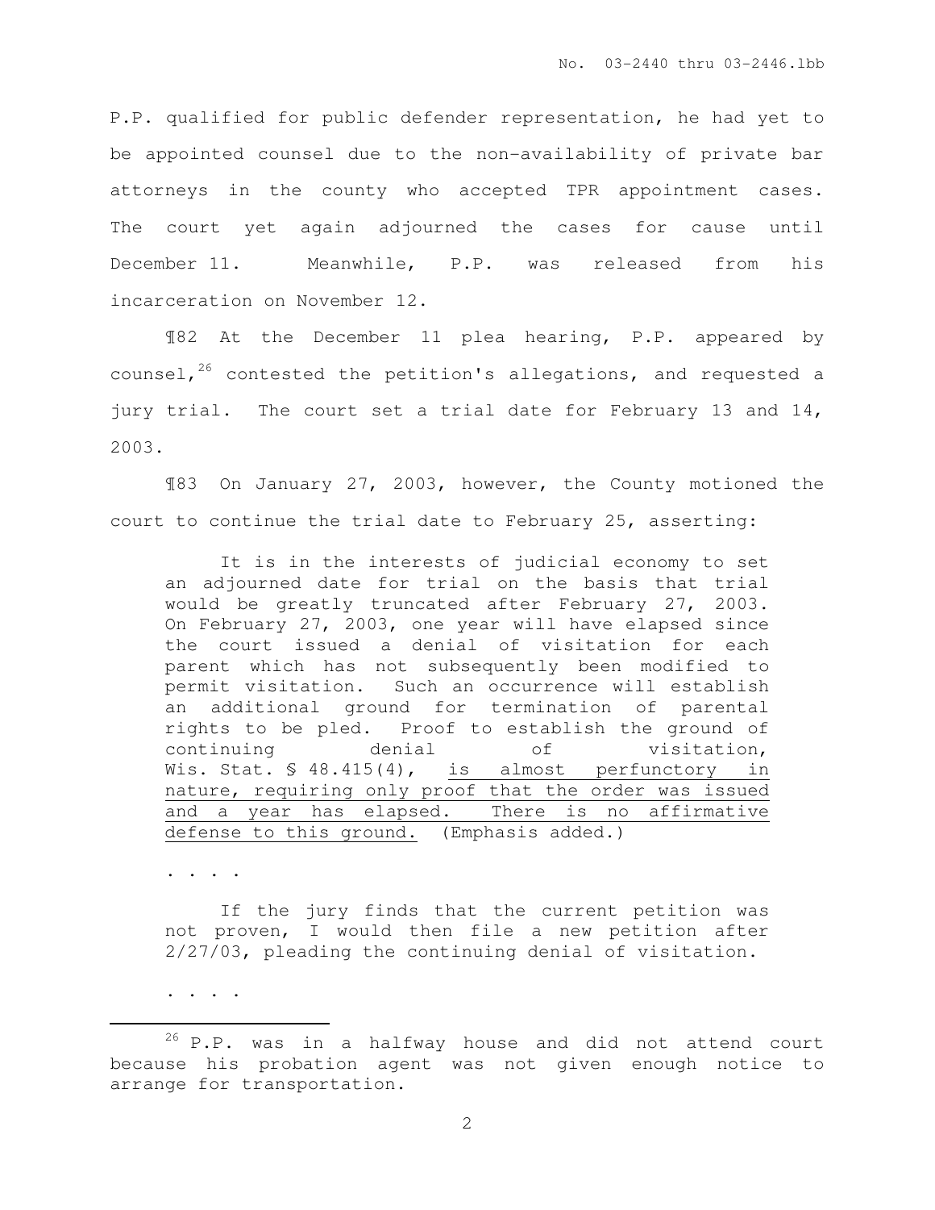P.P. qualified for public defender representation, he had yet to be appointed counsel due to the non-availability of private bar attorneys in the county who accepted TPR appointment cases. The court yet again adjourned the cases for cause until December 11. Meanwhile, P.P. was released from his incarceration on November 12.

¶82 At the December 11 plea hearing, P.P. appeared by counsel,[26] contested the petition's allegations, and requested a jury trial. The court set a trial date for February 13 and 14, 2003.

¶83 On January 27, 2003, however, the County motioned the court to continue the trial date to February 25, asserting:

> It is in the interests of judicial economy to set an adjourned date for trial on the basis that trial would be greatly truncated after February 27, 2003. On February 27, 2003, one year will have elapsed since the court issued a denial of visitation for each parent which has not subsequently been modified to permit visitation. Such an occurrence will establish an additional ground for termination of parental rights to be pled. Proof to establish the ground of continuing denial of visitation, Wis. Stat. § 48.415(4), <u>is almost perfunctory in nature, requiring only proof that the order was issued and a year has elapsed. There is no affirmative defense to this ground.</u> (Emphasis added.)
>
> . . . .
>
> If the jury finds that the current petition was not proven, I would then file a new petition after 2/27/03, pleading the continuing denial of visitation.
>
> . . . .

[26] P.P. was in a halfway house and did not attend court because his probation agent was not given enough notice to arrange for transportation.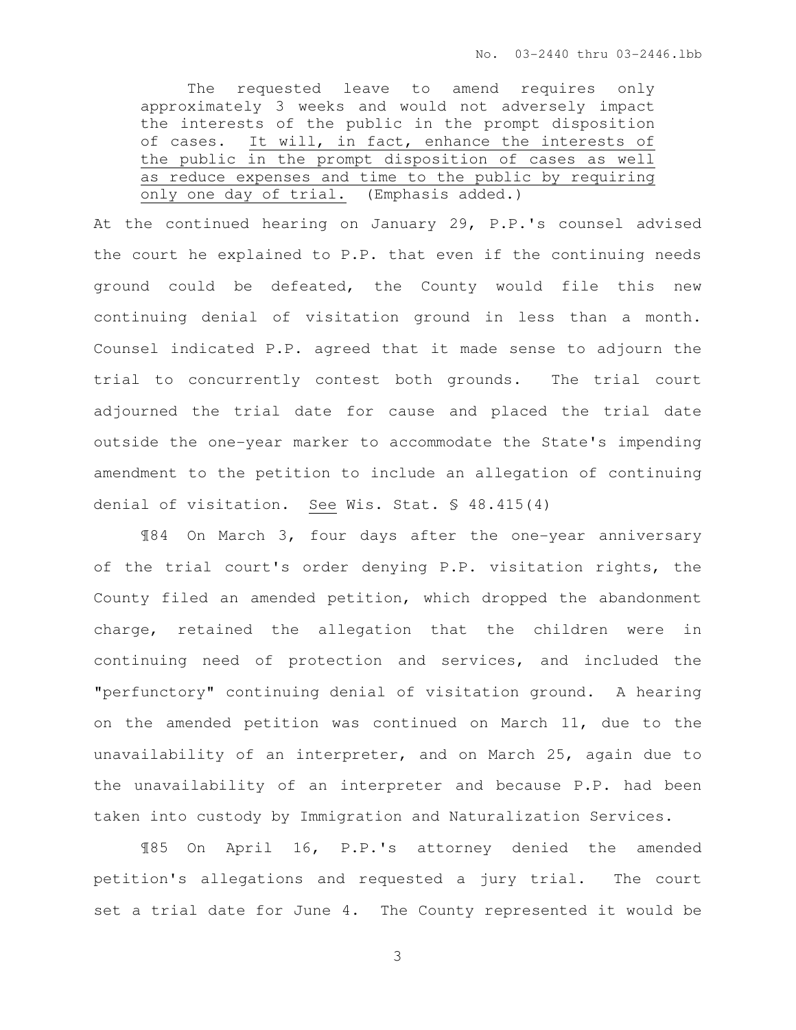The requested leave to amend requires only approximately 3 weeks and would not adversely impact the interests of the public in the prompt disposition of cases. <u>It will, in fact, enhance the interests of the public in the prompt disposition of cases as well as reduce expenses and time to the public by requiring only one day of trial.</u> (Emphasis added.)

At the continued hearing on January 29, P.P.'s counsel advised the court he explained to P.P. that even if the continuing needs ground could be defeated, the County would file this new continuing denial of visitation ground in less than a month. Counsel indicated P.P. agreed that it made sense to adjourn the trial to concurrently contest both grounds. The trial court adjourned the trial date for cause and placed the trial date outside the one-year marker to accommodate the State's impending amendment to the petition to include an allegation of continuing denial of visitation. <u>See</u> Wis. Stat. § 48.415(4)

¶84 On March 3, four days after the one-year anniversary of the trial court's order denying P.P. visitation rights, the County filed an amended petition, which dropped the abandonment charge, retained the allegation that the children were in continuing need of protection and services, and included the "perfunctory" continuing denial of visitation ground. A hearing on the amended petition was continued on March 11, due to the unavailability of an interpreter, and on March 25, again due to the unavailability of an interpreter and because P.P. had been taken into custody by Immigration and Naturalization Services.

¶85 On April 16, P.P.'s attorney denied the amended petition's allegations and requested a jury trial. The court set a trial date for June 4. The County represented it would be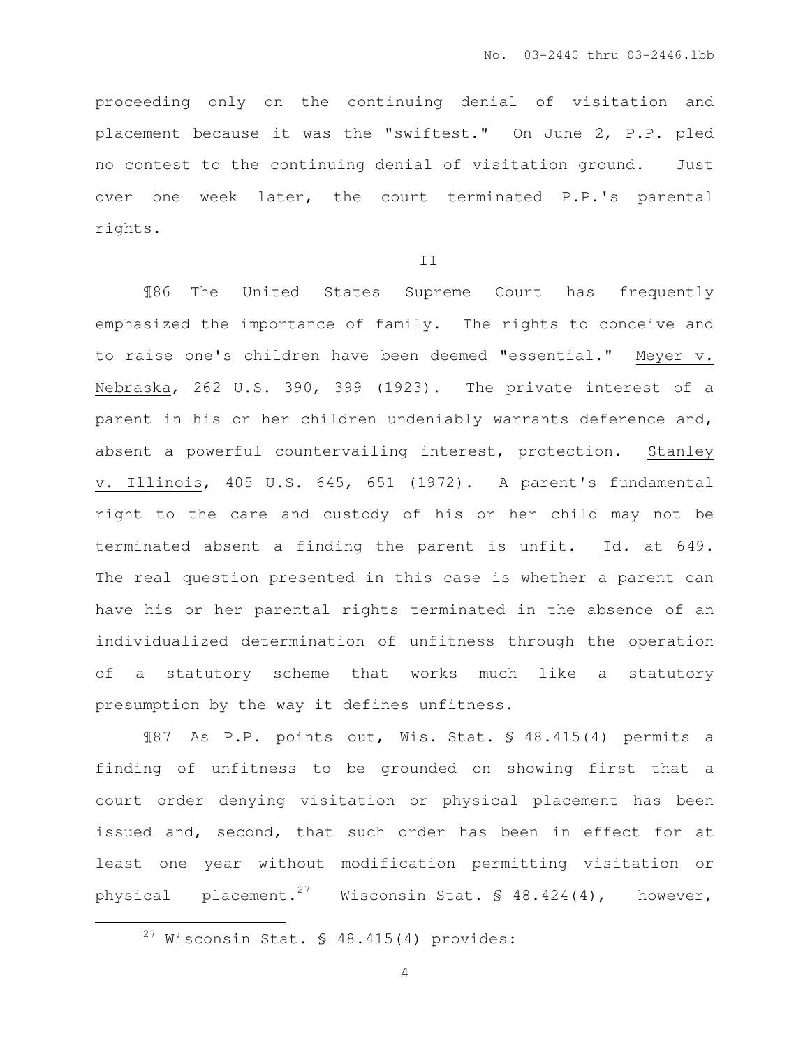proceeding only on the continuing denial of visitation and placement because it was the "swiftest." On June 2, P.P. pled no contest to the continuing denial of visitation ground. Just over one week later, the court terminated P.P.'s parental rights.

II

¶86 The United States Supreme Court has frequently emphasized the importance of family. The rights to conceive and to raise one's children have been deemed "essential." Meyer v. Nebraska, 262 U.S. 390, 399 (1923). The private interest of a parent in his or her children undeniably warrants deference and, absent a powerful countervailing interest, protection. Stanley v. Illinois, 405 U.S. 645, 651 (1972). A parent's fundamental right to the care and custody of his or her child may not be terminated absent a finding the parent is unfit. Id. at 649. The real question presented in this case is whether a parent can have his or her parental rights terminated in the absence of an individualized determination of unfitness through the operation of a statutory scheme that works much like a statutory presumption by the way it defines unfitness.

¶87 As P.P. points out, Wis. Stat. § 48.415(4) permits a finding of unfitness to be grounded on showing first that a court order denying visitation or physical placement has been issued and, second, that such order has been in effect for at least one year without modification permitting visitation or physical placement.[27] Wisconsin Stat. § 48.424(4), however,

[27] Wisconsin Stat. § 48.415(4) provides: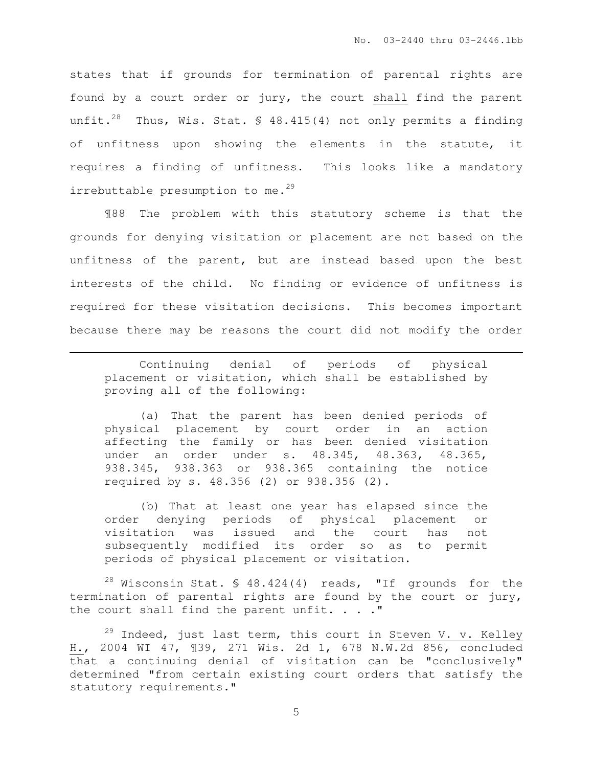states that if grounds for termination of parental rights are found by a court order or jury, the court shall find the parent unfit.[28] Thus, Wis. Stat. § 48.415(4) not only permits a finding of unfitness upon showing the elements in the statute, it requires a finding of unfitness. This looks like a mandatory irrebuttable presumption to me.[29]

¶88 The problem with this statutory scheme is that the grounds for denying visitation or placement are not based on the unfitness of the parent, but are instead based upon the best interests of the child. No finding or evidence of unfitness is required for these visitation decisions. This becomes important because there may be reasons the court did not modify the order

---

> Continuing denial of periods of physical placement or visitation, which shall be established by proving all of the following:
>
> (a) That the parent has been denied periods of physical placement by court order in an action affecting the family or has been denied visitation under an order under s. 48.345, 48.363, 48.365, 938.345, 938.363 or 938.365 containing the notice required by s. 48.356 (2) or 938.356 (2).
>
> (b) That at least one year has elapsed since the order denying periods of physical placement or visitation was issued and the court has not subsequently modified its order so as to permit periods of physical placement or visitation.

[28] Wisconsin Stat. § 48.424(4) reads, "If grounds for the termination of parental rights are found by the court or jury, the court shall find the parent unfit. . . ."

[29] Indeed, just last term, this court in Steven V. v. Kelley H., 2004 WI 47, ¶39, 271 Wis. 2d 1, 678 N.W.2d 856, concluded that a continuing denial of visitation can be "conclusively" determined "from certain existing court orders that satisfy the statutory requirements."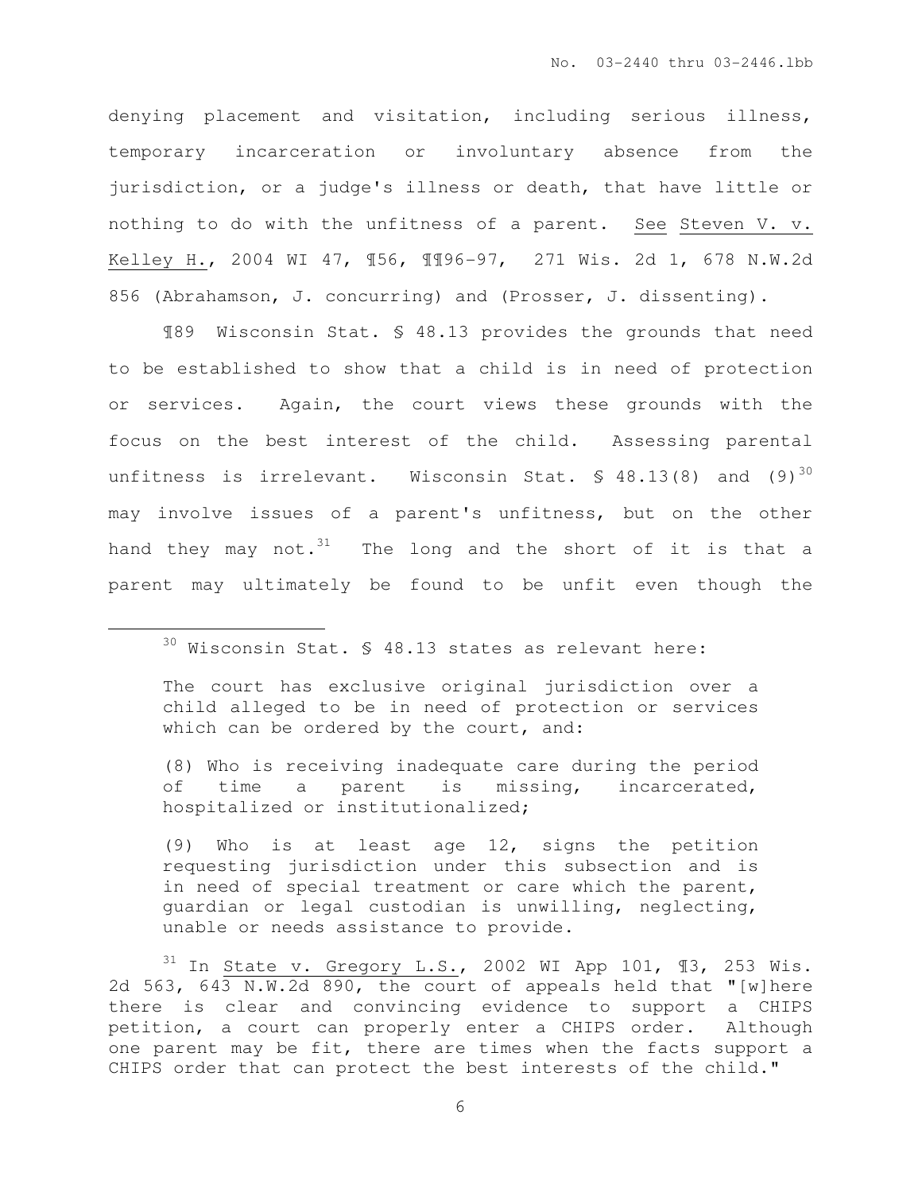denying placement and visitation, including serious illness, temporary incarceration or involuntary absence from the jurisdiction, or a judge's illness or death, that have little or nothing to do with the unfitness of a parent. See Steven V. v. Kelley H., 2004 WI 47, ¶56, ¶¶96-97, 271 Wis. 2d 1, 678 N.W.2d 856 (Abrahamson, J. concurring) and (Prosser, J. dissenting).

¶89 Wisconsin Stat. § 48.13 provides the grounds that need to be established to show that a child is in need of protection or services. Again, the court views these grounds with the focus on the best interest of the child. Assessing parental unfitness is irrelevant. Wisconsin Stat. § 48.13(8) and (9)[30] may involve issues of a parent's unfitness, but on the other hand they may not.[31] The long and the short of it is that a parent may ultimately be found to be unfit even though the

---

[30] Wisconsin Stat. § 48.13 states as relevant here:

> The court has exclusive original jurisdiction over a child alleged to be in need of protection or services which can be ordered by the court, and:
>
> (8) Who is receiving inadequate care during the period of time a parent is missing, incarcerated, hospitalized or institutionalized;
>
> (9) Who is at least age 12, signs the petition requesting jurisdiction under this subsection and is in need of special treatment or care which the parent, guardian or legal custodian is unwilling, neglecting, unable or needs assistance to provide.

[31] In State v. Gregory L.S., 2002 WI App 101, ¶3, 253 Wis. 2d 563, 643 N.W.2d 890, the court of appeals held that "[w]here there is clear and convincing evidence to support a CHIPS petition, a court can properly enter a CHIPS order. Although one parent may be fit, there are times when the facts support a CHIPS order that can protect the best interests of the child."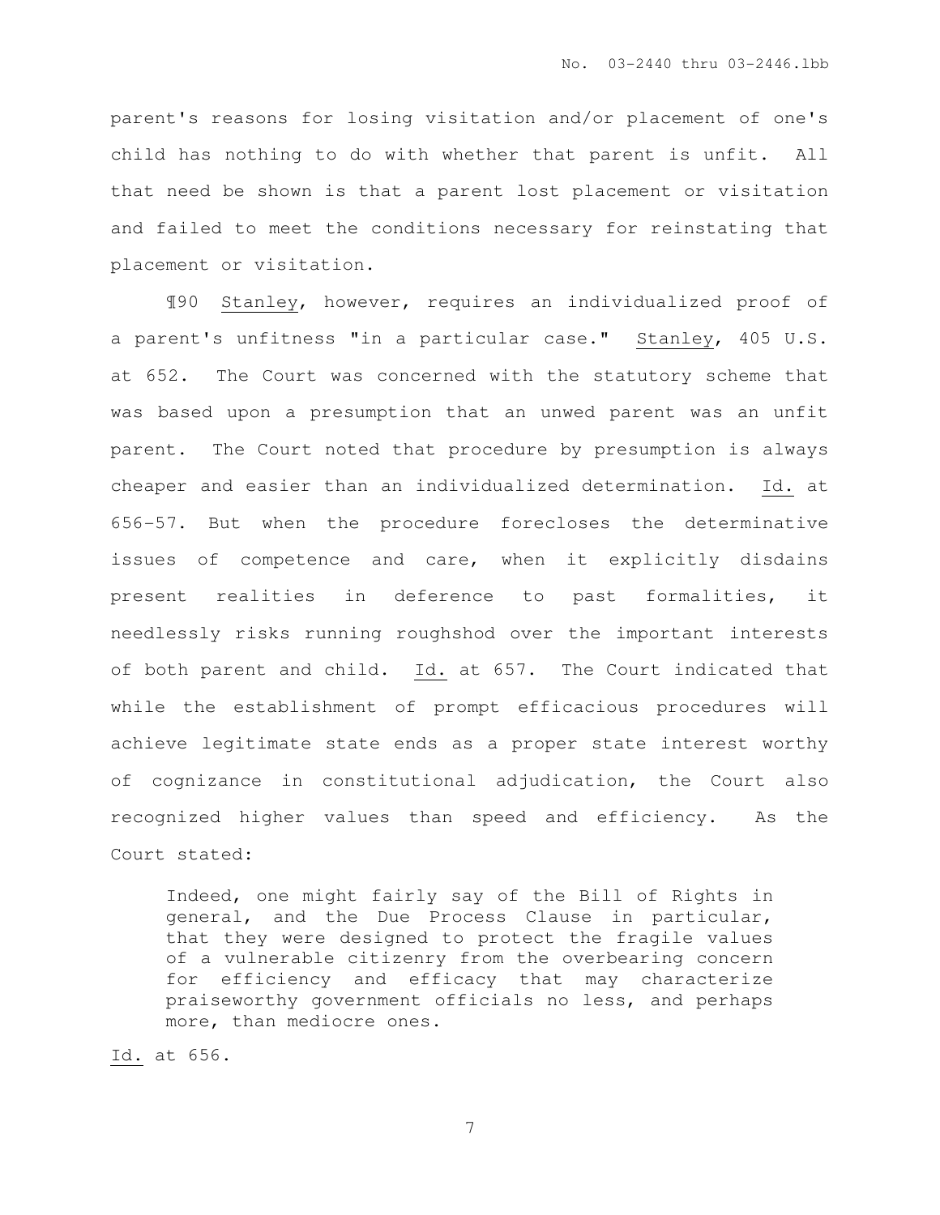parent's reasons for losing visitation and/or placement of one's child has nothing to do with whether that parent is unfit. All that need be shown is that a parent lost placement or visitation and failed to meet the conditions necessary for reinstating that placement or visitation.

¶90 Stanley, however, requires an individualized proof of a parent's unfitness "in a particular case." Stanley, 405 U.S. at 652. The Court was concerned with the statutory scheme that was based upon a presumption that an unwed parent was an unfit parent. The Court noted that procedure by presumption is always cheaper and easier than an individualized determination. Id. at 656-57. But when the procedure forecloses the determinative issues of competence and care, when it explicitly disdains present realities in deference to past formalities, it needlessly risks running roughshod over the important interests of both parent and child. Id. at 657. The Court indicated that while the establishment of prompt efficacious procedures will achieve legitimate state ends as a proper state interest worthy of cognizance in constitutional adjudication, the Court also recognized higher values than speed and efficiency. As the Court stated:

> Indeed, one might fairly say of the Bill of Rights in general, and the Due Process Clause in particular, that they were designed to protect the fragile values of a vulnerable citizenry from the overbearing concern for efficiency and efficacy that may characterize praiseworthy government officials no less, and perhaps more, than mediocre ones.

Id. at 656.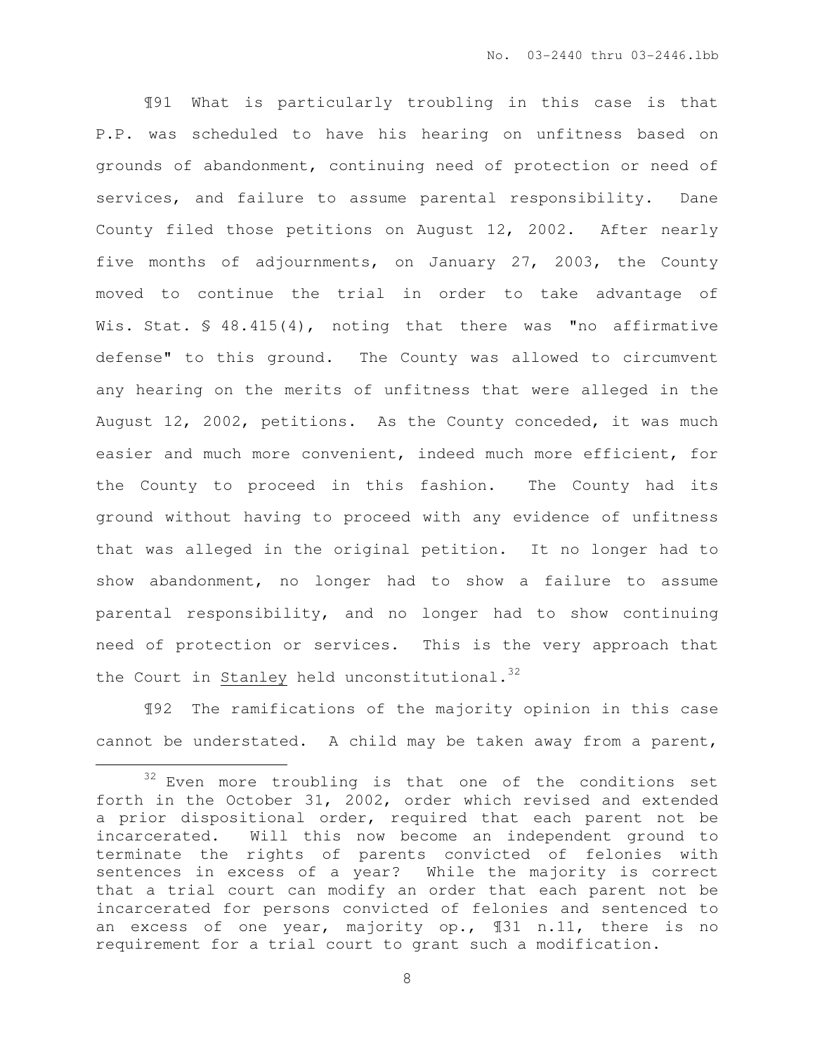¶91 What is particularly troubling in this case is that P.P. was scheduled to have his hearing on unfitness based on grounds of abandonment, continuing need of protection or need of services, and failure to assume parental responsibility. Dane County filed those petitions on August 12, 2002. After nearly five months of adjournments, on January 27, 2003, the County moved to continue the trial in order to take advantage of Wis. Stat. § 48.415(4), noting that there was "no affirmative defense" to this ground. The County was allowed to circumvent any hearing on the merits of unfitness that were alleged in the August 12, 2002, petitions. As the County conceded, it was much easier and much more convenient, indeed much more efficient, for the County to proceed in this fashion. The County had its ground without having to proceed with any evidence of unfitness that was alleged in the original petition. It no longer had to show abandonment, no longer had to show a failure to assume parental responsibility, and no longer had to show continuing need of protection or services. This is the very approach that the Court in Stanley held unconstitutional.[32]

¶92 The ramifications of the majority opinion in this case cannot be understated. A child may be taken away from a parent,

[32] Even more troubling is that one of the conditions set forth in the October 31, 2002, order which revised and extended a prior dispositional order, required that each parent not be incarcerated. Will this now become an independent ground to terminate the rights of parents convicted of felonies with sentences in excess of a year? While the majority is correct that a trial court can modify an order that each parent not be incarcerated for persons convicted of felonies and sentenced to an excess of one year, majority op., ¶31 n.11, there is no requirement for a trial court to grant such a modification.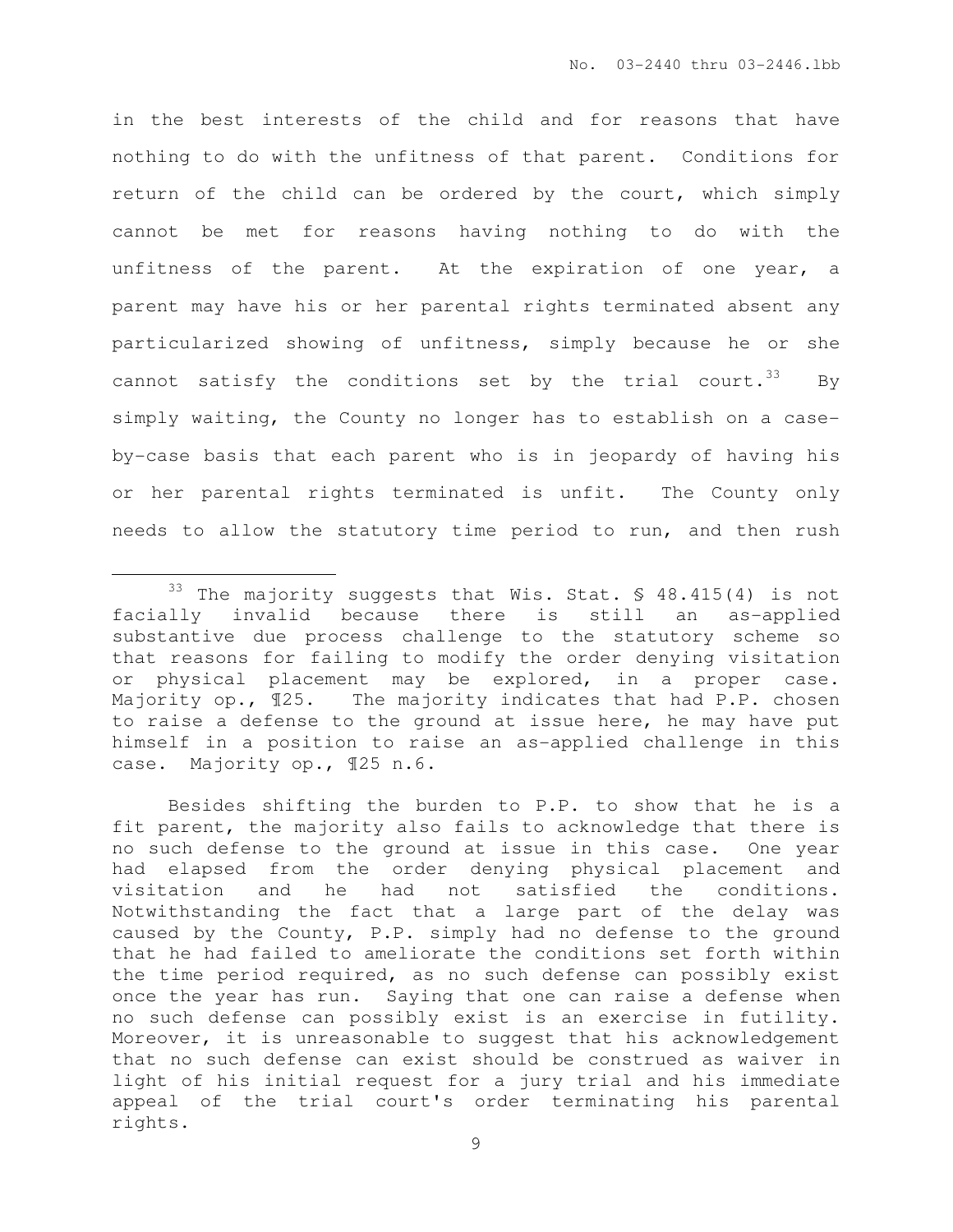in the best interests of the child and for reasons that have nothing to do with the unfitness of that parent. Conditions for return of the child can be ordered by the court, which simply cannot be met for reasons having nothing to do with the unfitness of the parent. At the expiration of one year, a parent may have his or her parental rights terminated absent any particularized showing of unfitness, simply because he or she cannot satisfy the conditions set by the trial court.[33] By simply waiting, the County no longer has to establish on a case-by-case basis that each parent who is in jeopardy of having his or her parental rights terminated is unfit. The County only needs to allow the statutory time period to run, and then rush

---

[33] The majority suggests that Wis. Stat. § 48.415(4) is not facially invalid because there is still an as-applied substantive due process challenge to the statutory scheme so that reasons for failing to modify the order denying visitation or physical placement may be explored, in a proper case. Majority op., ¶25. The majority indicates that had P.P. chosen to raise a defense to the ground at issue here, he may have put himself in a position to raise an as-applied challenge in this case. Majority op., ¶25 n.6.

Besides shifting the burden to P.P. to show that he is a fit parent, the majority also fails to acknowledge that there is no such defense to the ground at issue in this case. One year had elapsed from the order denying physical placement and visitation and he had not satisfied the conditions. Notwithstanding the fact that a large part of the delay was caused by the County, P.P. simply had no defense to the ground that he had failed to ameliorate the conditions set forth within the time period required, as no such defense can possibly exist once the year has run. Saying that one can raise a defense when no such defense can possibly exist is an exercise in futility. Moreover, it is unreasonable to suggest that his acknowledgement that no such defense can exist should be construed as waiver in light of his initial request for a jury trial and his immediate appeal of the trial court's order terminating his parental rights.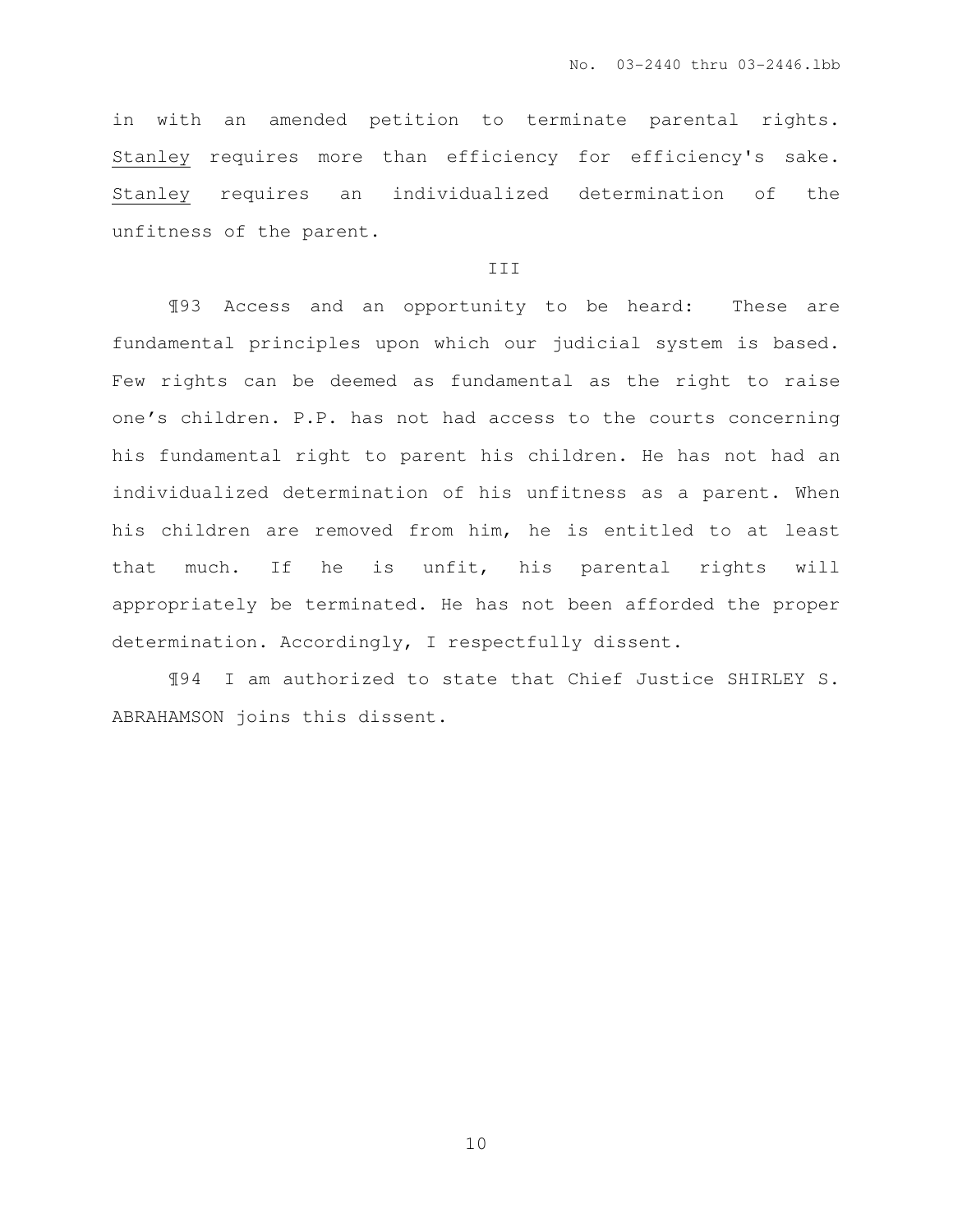in with an amended petition to terminate parental rights. <u>Stanley</u> requires more than efficiency for efficiency's sake. <u>Stanley</u> requires an individualized determination of the unfitness of the parent.

III

¶93 Access and an opportunity to be heard: These are fundamental principles upon which our judicial system is based. Few rights can be deemed as fundamental as the right to raise one's children. P.P. has not had access to the courts concerning his fundamental right to parent his children. He has not had an individualized determination of his unfitness as a parent. When his children are removed from him, he is entitled to at least that much. If he is unfit, his parental rights will appropriately be terminated. He has not been afforded the proper determination. Accordingly, I respectfully dissent.

¶94 I am authorized to state that Chief Justice SHIRLEY S. ABRAHAMSON joins this dissent.